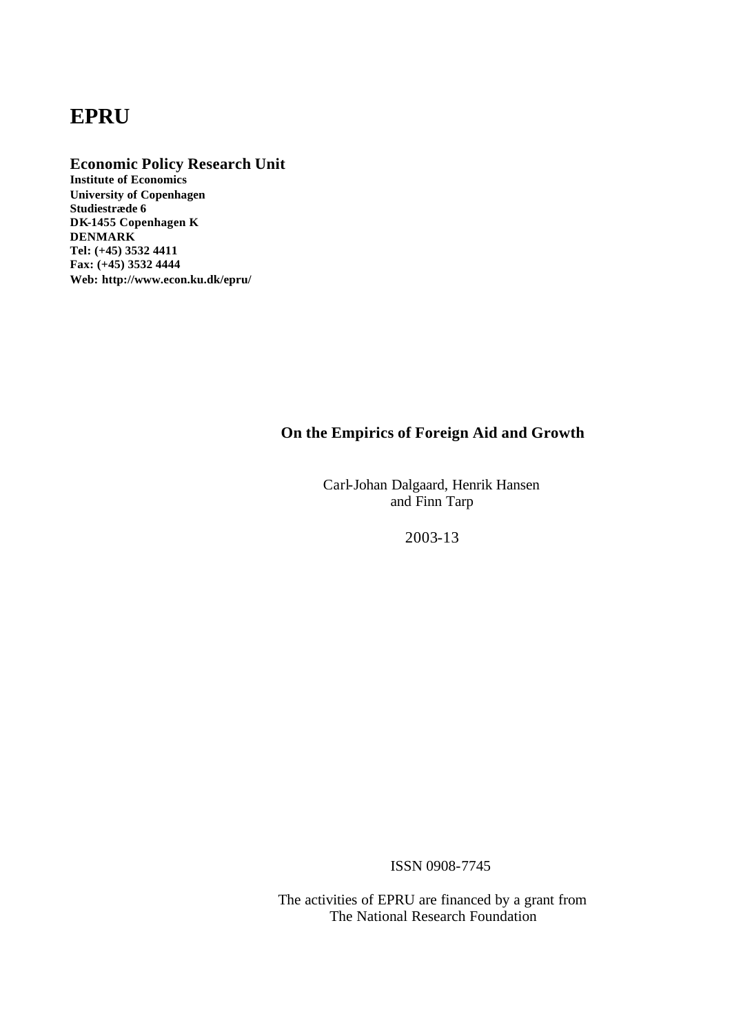# EPRU

**Economic Policy Research Unit**
**Institute of Economics**
**University of Copenhagen**
**Studiestræde 6**
**DK-1455 Copenhagen K**
**DENMARK**
**Tel: (+45) 3532 4411**
**Fax: (+45) 3532 4444**
**Web: http://www.econ.ku.dk/epru/**

## On the Empirics of Foreign Aid and Growth

Carl-Johan Dalgaard, Henrik Hansen
and Finn Tarp

2003-13

ISSN 0908-7745

The activities of EPRU are financed by a grant from
The National Research Foundation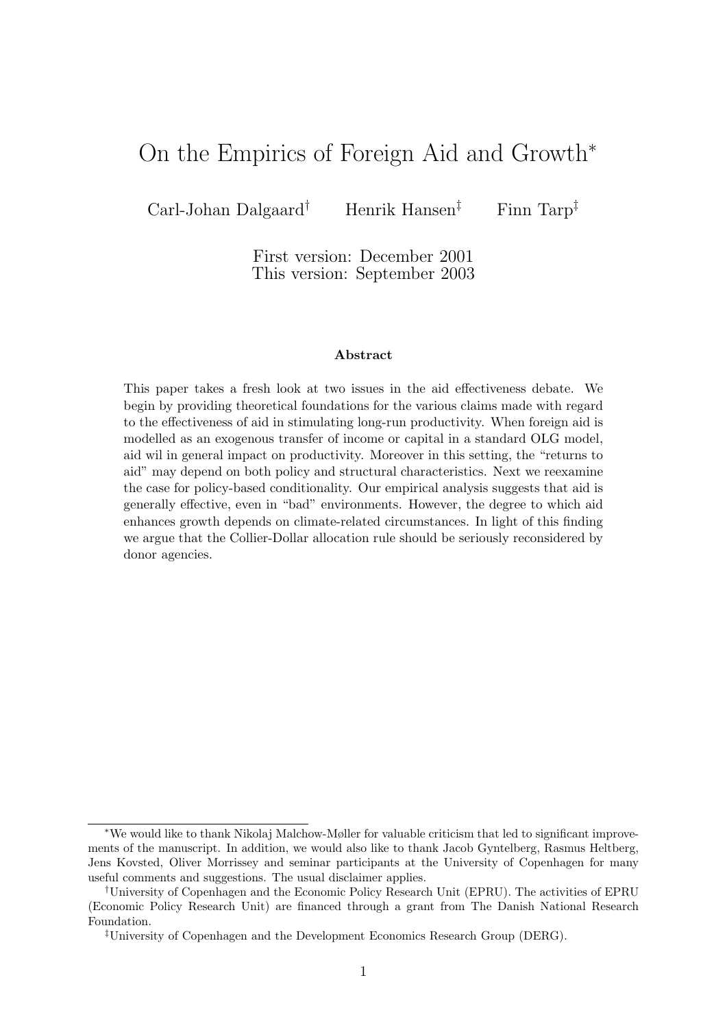# On the Empirics of Foreign Aid and Growth*

Carl-Johan Dalgaard[†] Henrik Hansen[‡] Finn Tarp[‡]

First version: December 2001
This version: September 2003

**Abstract**

This paper takes a fresh look at two issues in the aid effectiveness debate. We begin by providing theoretical foundations for the various claims made with regard to the effectiveness of aid in stimulating long-run productivity. When foreign aid is modelled as an exogenous transfer of income or capital in a standard OLG model, aid wil in general impact on productivity. Moreover in this setting, the "returns to aid" may depend on both policy and structural characteristics. Next we reexamine the case for policy-based conditionality. Our empirical analysis suggests that aid is generally effective, even in "bad" environments. However, the degree to which aid enhances growth depends on climate-related circumstances. In light of this finding we argue that the Collier-Dollar allocation rule should be seriously reconsidered by donor agencies.

---

*We would like to thank Nikolaj Malchow-Møller for valuable criticism that led to significant improvements of the manuscript. In addition, we would also like to thank Jacob Gyntelberg, Rasmus Heltberg, Jens Kovsted, Oliver Morrissey and seminar participants at the University of Copenhagen for many useful comments and suggestions. The usual disclaimer applies.

[†]University of Copenhagen and the Economic Policy Research Unit (EPRU). The activities of EPRU (Economic Policy Research Unit) are financed through a grant from The Danish National Research Foundation.

[‡]University of Copenhagen and the Development Economics Research Group (DERG).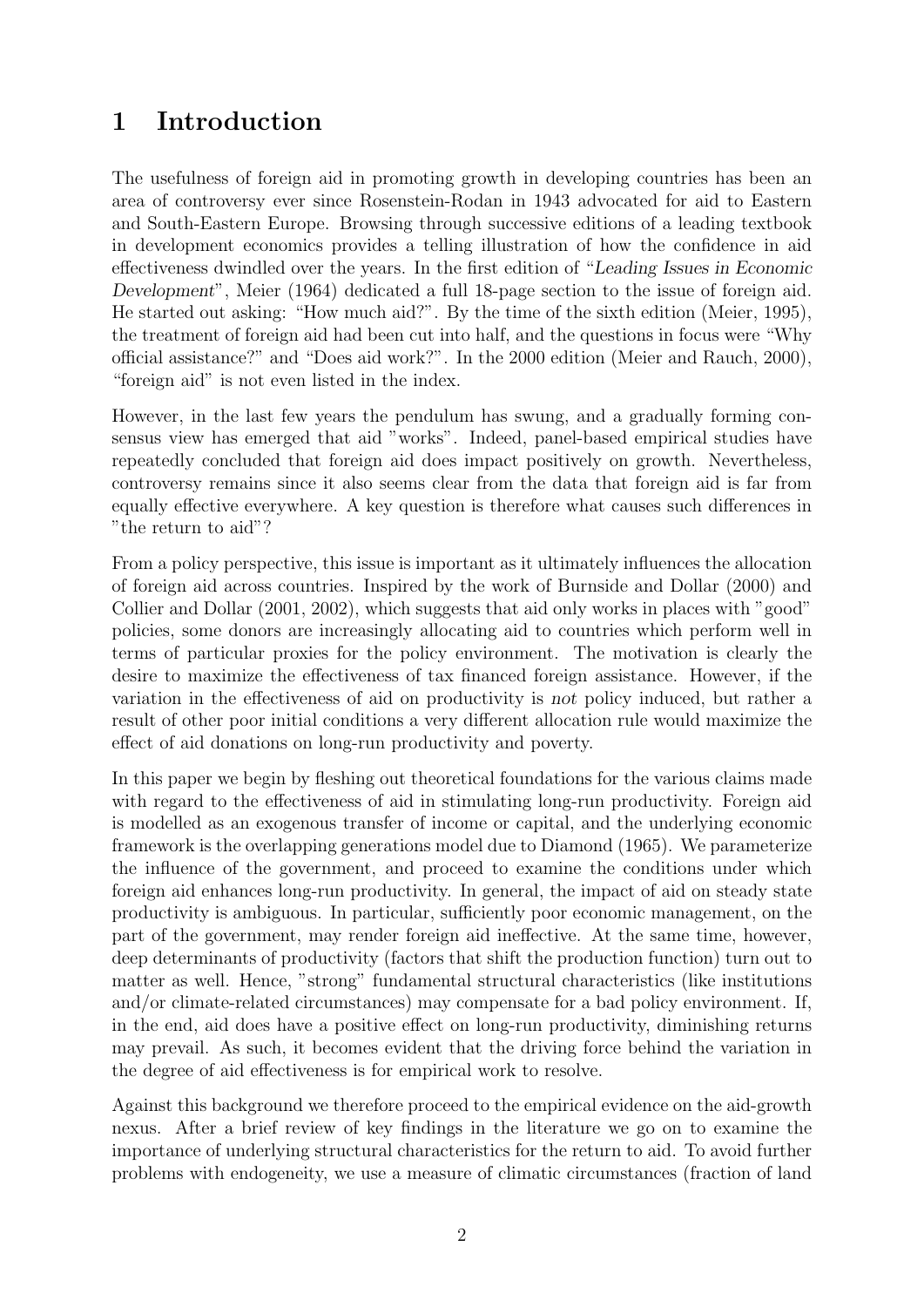# 1 Introduction

The usefulness of foreign aid in promoting growth in developing countries has been an area of controversy ever since Rosenstein-Rodan in 1943 advocated for aid to Eastern and South-Eastern Europe. Browsing through successive editions of a leading textbook in development economics provides a telling illustration of how the confidence in aid effectiveness dwindled over the years. In the first edition of "*Leading Issues in Economic Development*", Meier (1964) dedicated a full 18-page section to the issue of foreign aid. He started out asking: "How much aid?". By the time of the sixth edition (Meier, 1995), the treatment of foreign aid had been cut into half, and the questions in focus were "Why official assistance?" and "Does aid work?". In the 2000 edition (Meier and Rauch, 2000), "foreign aid" is not even listed in the index.

However, in the last few years the pendulum has swung, and a gradually forming consensus view has emerged that aid "works". Indeed, panel-based empirical studies have repeatedly concluded that foreign aid does impact positively on growth. Nevertheless, controversy remains since it also seems clear from the data that foreign aid is far from equally effective everywhere. A key question is therefore what causes such differences in "the return to aid"?

From a policy perspective, this issue is important as it ultimately influences the allocation of foreign aid across countries. Inspired by the work of Burnside and Dollar (2000) and Collier and Dollar (2001, 2002), which suggests that aid only works in places with "good" policies, some donors are increasingly allocating aid to countries which perform well in terms of particular proxies for the policy environment. The motivation is clearly the desire to maximize the effectiveness of tax financed foreign assistance. However, if the variation in the effectiveness of aid on productivity is *not* policy induced, but rather a result of other poor initial conditions a very different allocation rule would maximize the effect of aid donations on long-run productivity and poverty.

In this paper we begin by fleshing out theoretical foundations for the various claims made with regard to the effectiveness of aid in stimulating long-run productivity. Foreign aid is modelled as an exogenous transfer of income or capital, and the underlying economic framework is the overlapping generations model due to Diamond (1965). We parameterize the influence of the government, and proceed to examine the conditions under which foreign aid enhances long-run productivity. In general, the impact of aid on steady state productivity is ambiguous. In particular, sufficiently poor economic management, on the part of the government, may render foreign aid ineffective. At the same time, however, deep determinants of productivity (factors that shift the production function) turn out to matter as well. Hence, "strong" fundamental structural characteristics (like institutions and/or climate-related circumstances) may compensate for a bad policy environment. If, in the end, aid does have a positive effect on long-run productivity, diminishing returns may prevail. As such, it becomes evident that the driving force behind the variation in the degree of aid effectiveness is for empirical work to resolve.

Against this background we therefore proceed to the empirical evidence on the aid-growth nexus. After a brief review of key findings in the literature we go on to examine the importance of underlying structural characteristics for the return to aid. To avoid further problems with endogeneity, we use a measure of climatic circumstances (fraction of land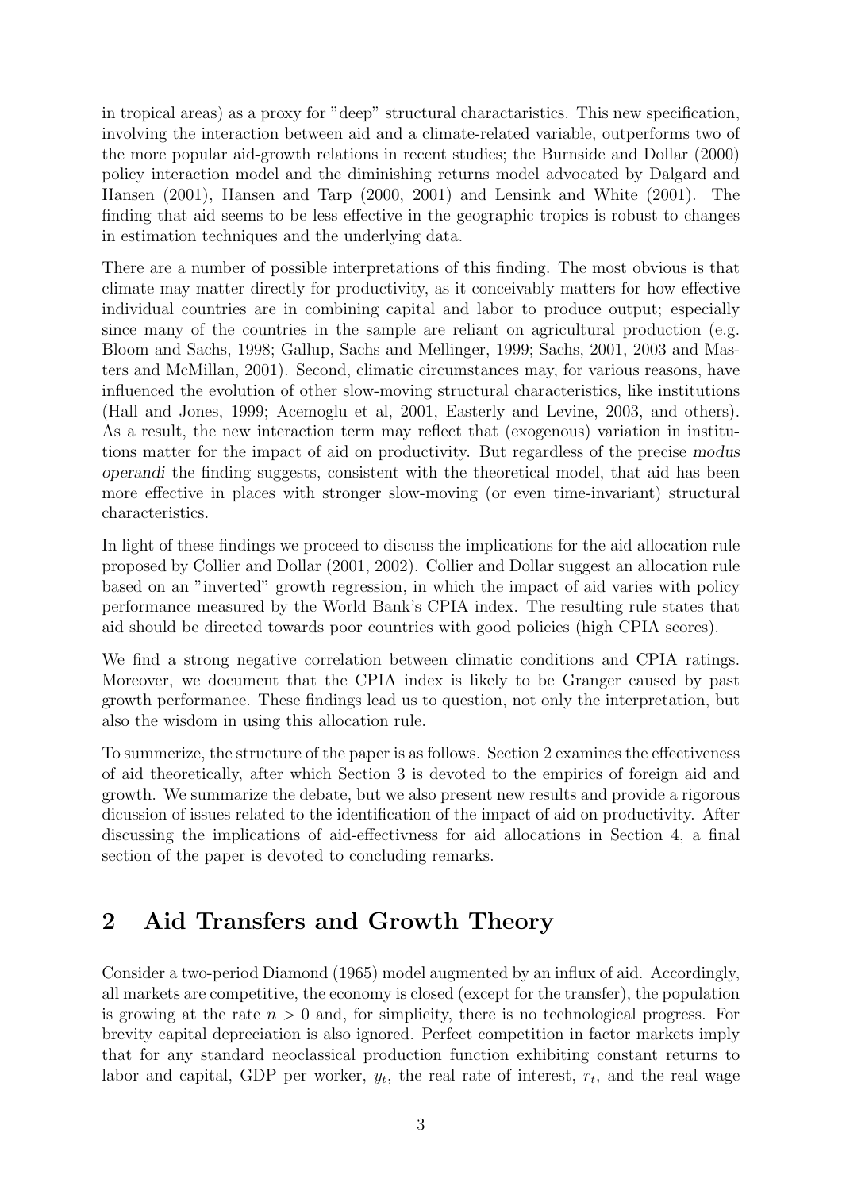in tropical areas) as a proxy for "deep" structural charactaristics. This new specification, involving the interaction between aid and a climate-related variable, outperforms two of the more popular aid-growth relations in recent studies; the Burnside and Dollar (2000) policy interaction model and the diminishing returns model advocated by Dalgard and Hansen (2001), Hansen and Tarp (2000, 2001) and Lensink and White (2001). The finding that aid seems to be less effective in the geographic tropics is robust to changes in estimation techniques and the underlying data.

There are a number of possible interpretations of this finding. The most obvious is that climate may matter directly for productivity, as it conceivably matters for how effective individual countries are in combining capital and labor to produce output; especially since many of the countries in the sample are reliant on agricultural production (e.g. Bloom and Sachs, 1998; Gallup, Sachs and Mellinger, 1999; Sachs, 2001, 2003 and Masters and McMillan, 2001). Second, climatic circumstances may, for various reasons, have influenced the evolution of other slow-moving structural characteristics, like institutions (Hall and Jones, 1999; Acemoglu et al, 2001, Easterly and Levine, 2003, and others). As a result, the new interaction term may reflect that (exogenous) variation in institutions matter for the impact of aid on productivity. But regardless of the precise *modus operandi* the finding suggests, consistent with the theoretical model, that aid has been more effective in places with stronger slow-moving (or even time-invariant) structural characteristics.

In light of these findings we proceed to discuss the implications for the aid allocation rule proposed by Collier and Dollar (2001, 2002). Collier and Dollar suggest an allocation rule based on an "inverted" growth regression, in which the impact of aid varies with policy performance measured by the World Bank's CPIA index. The resulting rule states that aid should be directed towards poor countries with good policies (high CPIA scores).

We find a strong negative correlation between climatic conditions and CPIA ratings. Moreover, we document that the CPIA index is likely to be Granger caused by past growth performance. These findings lead us to question, not only the interpretation, but also the wisdom in using this allocation rule.

To summerize, the structure of the paper is as follows. Section 2 examines the effectiveness of aid theoretically, after which Section 3 is devoted to the empirics of foreign aid and growth. We summarize the debate, but we also present new results and provide a rigorous dicussion of issues related to the identification of the impact of aid on productivity. After discussing the implications of aid-effectivness for aid allocations in Section 4, a final section of the paper is devoted to concluding remarks.

## 2 Aid Transfers and Growth Theory

Consider a two-period Diamond (1965) model augmented by an influx of aid. Accordingly, all markets are competitive, the economy is closed (except for the transfer), the population is growing at the rate $n > 0$ and, for simplicity, there is no technological progress. For brevity capital depreciation is also ignored. Perfect competition in factor markets imply that for any standard neoclassical production function exhibiting constant returns to labor and capital, GDP per worker, $y_t$, the real rate of interest, $r_t$, and the real wage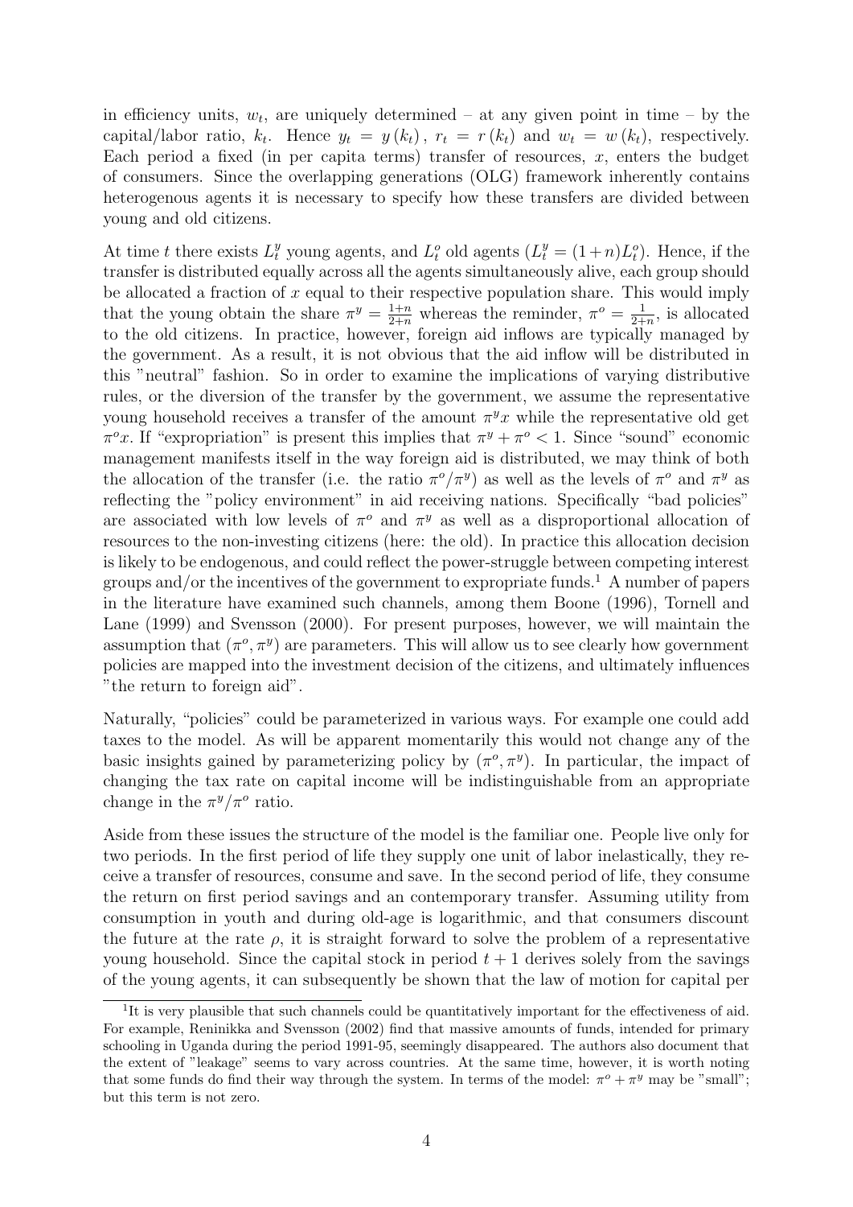in efficiency units, $w_t$, are uniquely determined – at any given point in time – by the capital/labor ratio, $k_t$. Hence $y_t = y(k_t)$, $r_t = r(k_t)$ and $w_t = w(k_t)$, respectively. Each period a fixed (in per capita terms) transfer of resources, $x$, enters the budget of consumers. Since the overlapping generations (OLG) framework inherently contains heterogenous agents it is necessary to specify how these transfers are divided between young and old citizens.

At time $t$ there exists $L_t^y$ young agents, and $L_t^o$ old agents ($L_t^y = (1+n)L_t^o$). Hence, if the transfer is distributed equally across all the agents simultaneously alive, each group should be allocated a fraction of $x$ equal to their respective population share. This would imply that the young obtain the share $\pi^y = \frac{1+n}{2+n}$ whereas the reminder, $\pi^o = \frac{1}{2+n}$, is allocated to the old citizens. In practice, however, foreign aid inflows are typically managed by the government. As a result, it is not obvious that the aid inflow will be distributed in this "neutral" fashion. So in order to examine the implications of varying distributive rules, or the diversion of the transfer by the government, we assume the representative young household receives a transfer of the amount $\pi^y x$ while the representative old get $\pi^o x$. If "expropriation" is present this implies that $\pi^y + \pi^o < 1$. Since "sound" economic management manifests itself in the way foreign aid is distributed, we may think of both the allocation of the transfer (i.e. the ratio $\pi^o/\pi^y$) as well as the levels of $\pi^o$ and $\pi^y$ as reflecting the "policy environment" in aid receiving nations. Specifically "bad policies" are associated with low levels of $\pi^o$ and $\pi^y$ as well as a disproportional allocation of resources to the non-investing citizens (here: the old). In practice this allocation decision is likely to be endogenous, and could reflect the power-struggle between competing interest groups and/or the incentives of the government to expropriate funds.[1] A number of papers in the literature have examined such channels, among them Boone (1996), Tornell and Lane (1999) and Svensson (2000). For present purposes, however, we will maintain the assumption that $(\pi^o, \pi^y)$ are parameters. This will allow us to see clearly how government policies are mapped into the investment decision of the citizens, and ultimately influences "the return to foreign aid".

Naturally, "policies" could be parameterized in various ways. For example one could add taxes to the model. As will be apparent momentarily this would not change any of the basic insights gained by parameterizing policy by $(\pi^o, \pi^y)$. In particular, the impact of changing the tax rate on capital income will be indistinguishable from an appropriate change in the $\pi^y/\pi^o$ ratio.

Aside from these issues the structure of the model is the familiar one. People live only for two periods. In the first period of life they supply one unit of labor inelastically, they receive a transfer of resources, consume and save. In the second period of life, they consume the return on first period savings and an contemporary transfer. Assuming utility from consumption in youth and during old-age is logarithmic, and that consumers discount the future at the rate $\rho$, it is straight forward to solve the problem of a representative young household. Since the capital stock in period $t+1$ derives solely from the savings of the young agents, it can subsequently be shown that the law of motion for capital per

[1] It is very plausible that such channels could be quantitatively important for the effectiveness of aid. For example, Reninikka and Svensson (2002) find that massive amounts of funds, intended for primary schooling in Uganda during the period 1991-95, seemingly disappeared. The authors also document that the extent of "leakage" seems to vary across countries. At the same time, however, it is worth noting that some funds do find their way through the system. In terms of the model: $\pi^o + \pi^y$ may be "small"; but this term is not zero.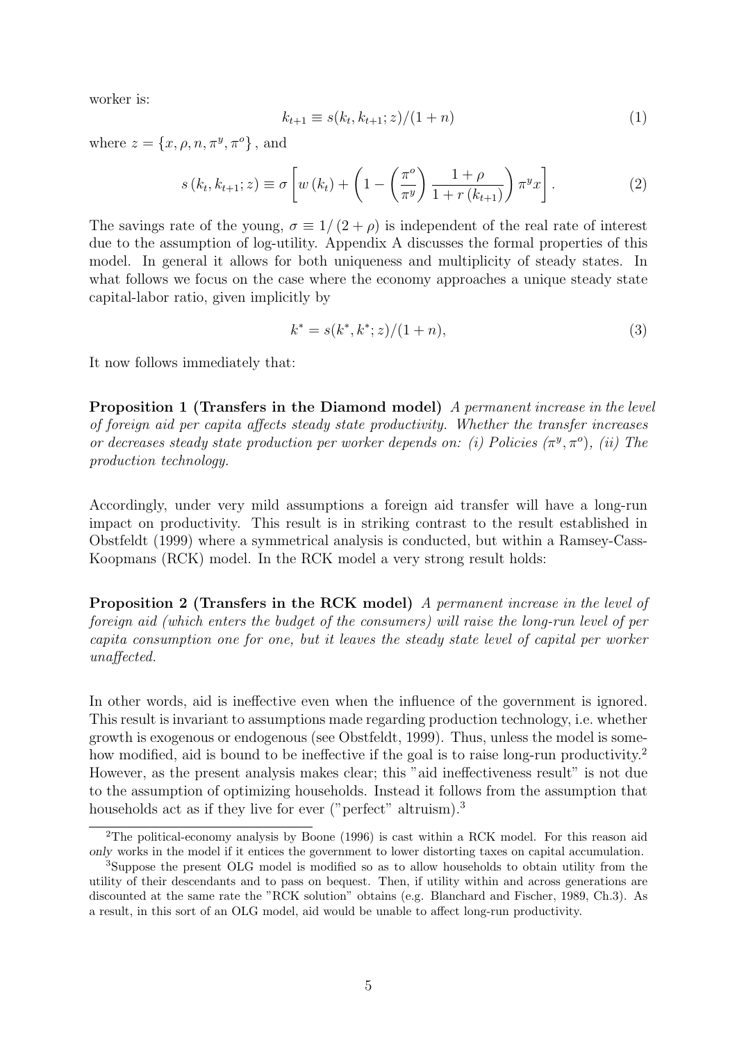worker is:

$$k_{t+1} \equiv s(k_t, k_{t+1}; z)/(1+n) \tag{1}$$

where $z = \{x, \rho, n, \pi^y, \pi^o\}$, and

$$s(k_t, k_{t+1}; z) \equiv \sigma \left[ w(k_t) + \left( 1 - \left( \frac{\pi^o}{\pi^y} \right) \frac{1+\rho}{1+r(k_{t+1})} \right) \pi^y x \right]. \tag{2}$$

The savings rate of the young, $\sigma \equiv 1/(2+\rho)$ is independent of the real rate of interest due to the assumption of log-utility. Appendix A discusses the formal properties of this model. In general it allows for both uniqueness and multiplicity of steady states. In what follows we focus on the case where the economy approaches a unique steady state capital-labor ratio, given implicitly by

$$k^* = s(k^*, k^*; z)/(1+n), \tag{3}$$

It now follows immediately that:

**Proposition 1 (Transfers in the Diamond model)** *A permanent increase in the level of foreign aid per capita affects steady state productivity. Whether the transfer increases or decreases steady state production per worker depends on: (i) Policies ($\pi^y, \pi^o$), (ii) The production technology.*

Accordingly, under very mild assumptions a foreign aid transfer will have a long-run impact on productivity. This result is in striking contrast to the result established in Obstfeldt (1999) where a symmetrical analysis is conducted, but within a Ramsey-Cass-Koopmans (RCK) model. In the RCK model a very strong result holds:

**Proposition 2 (Transfers in the RCK model)** *A permanent increase in the level of foreign aid (which enters the budget of the consumers) will raise the long-run level of per capita consumption one for one, but it leaves the steady state level of capital per worker unaffected.*

In other words, aid is ineffective even when the influence of the government is ignored. This result is invariant to assumptions made regarding production technology, i.e. whether growth is exogenous or endogenous (see Obstfeldt, 1999). Thus, unless the model is somehow modified, aid is bound to be ineffective if the goal is to raise long-run productivity.[2] However, as the present analysis makes clear; this "aid ineffectiveness result" is not due to the assumption of optimizing households. Instead it follows from the assumption that households act as if they live for ever ("perfect" altruism).[3]

---

[2] The political-economy analysis by Boone (1996) is cast within a RCK model. For this reason aid *only* works in the model if it entices the government to lower distorting taxes on capital accumulation.

[3] Suppose the present OLG model is modified so as to allow households to obtain utility from the utility of their descendants and to pass on bequest. Then, if utility within and across generations are discounted at the same rate the "RCK solution" obtains (e.g. Blanchard and Fischer, 1989, Ch.3). As a result, in this sort of an OLG model, aid would be unable to affect long-run productivity.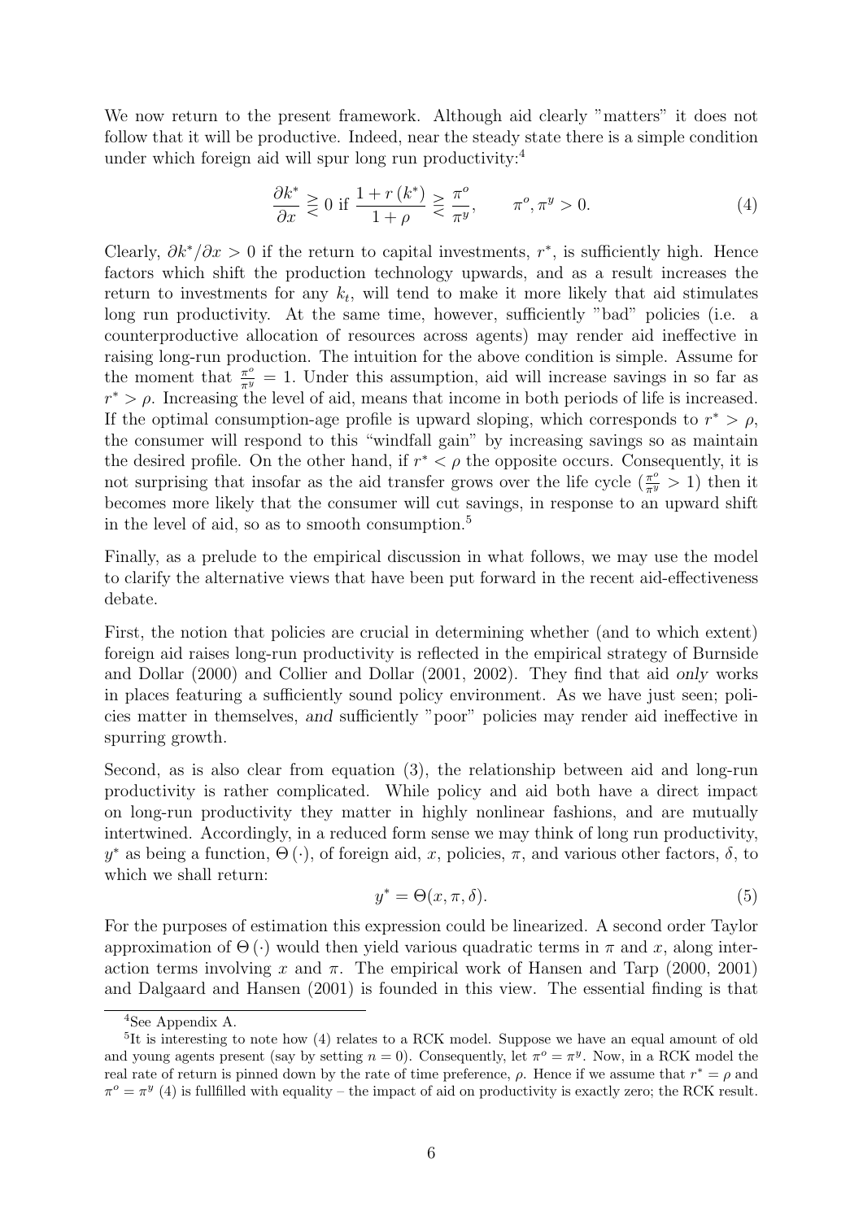We now return to the present framework. Although aid clearly "matters" it does not follow that it will be productive. Indeed, near the steady state there is a simple condition under which foreign aid will spur long run productivity:[4]

$$\frac{\partial k^*}{\partial x} \gtreqless 0 \text{ if } \frac{1+r(k^*)}{1+\rho} \gtreqless \frac{\pi^o}{\pi^y}, \qquad \pi^o, \pi^y > 0. \tag{4}$$

Clearly, $\partial k^*/\partial x > 0$ if the return to capital investments, $r^*$, is sufficiently high. Hence factors which shift the production technology upwards, and as a result increases the return to investments for any $k_t$, will tend to make it more likely that aid stimulates long run productivity. At the same time, however, sufficiently "bad" policies (i.e. a counterproductive allocation of resources across agents) may render aid ineffective in raising long-run production. The intuition for the above condition is simple. Assume for the moment that $\frac{\pi^o}{\pi^y} = 1$. Under this assumption, aid will increase savings in so far as $r^* > \rho$. Increasing the level of aid, means that income in both periods of life is increased. If the optimal consumption-age profile is upward sloping, which corresponds to $r^* > \rho$, the consumer will respond to this "windfall gain" by increasing savings so as maintain the desired profile. On the other hand, if $r^* < \rho$ the opposite occurs. Consequently, it is not surprising that insofar as the aid transfer grows over the life cycle ($\frac{\pi^o}{\pi^y} > 1$) then it becomes more likely that the consumer will cut savings, in response to an upward shift in the level of aid, so as to smooth consumption.[5]

Finally, as a prelude to the empirical discussion in what follows, we may use the model to clarify the alternative views that have been put forward in the recent aid-effectiveness debate.

First, the notion that policies are crucial in determining whether (and to which extent) foreign aid raises long-run productivity is reflected in the empirical strategy of Burnside and Dollar (2000) and Collier and Dollar (2001, 2002). They find that aid *only* works in places featuring a sufficiently sound policy environment. As we have just seen; policies matter in themselves, *and* sufficiently "poor" policies may render aid ineffective in spurring growth.

Second, as is also clear from equation (3), the relationship between aid and long-run productivity is rather complicated. While policy and aid both have a direct impact on long-run productivity they matter in highly nonlinear fashions, and are mutually intertwined. Accordingly, in a reduced form sense we may think of long run productivity, $y^*$ as being a function, $\Theta(\cdot)$, of foreign aid, $x$, policies, $\pi$, and various other factors, $\delta$, to which we shall return:

$$y^* = \Theta(x, \pi, \delta). \tag{5}$$

For the purposes of estimation this expression could be linearized. A second order Taylor approximation of $\Theta(\cdot)$ would then yield various quadratic terms in $\pi$ and $x$, along interaction terms involving $x$ and $\pi$. The empirical work of Hansen and Tarp (2000, 2001) and Dalgaard and Hansen (2001) is founded in this view. The essential finding is that

[4] See Appendix A.

[5] It is interesting to note how (4) relates to a RCK model. Suppose we have an equal amount of old and young agents present (say by setting $n = 0$). Consequently, let $\pi^o = \pi^y$. Now, in a RCK model the real rate of return is pinned down by the rate of time preference, $\rho$. Hence if we assume that $r^* = \rho$ and $\pi^o = \pi^y$ (4) is fullfilled with equality – the impact of aid on productivity is exactly zero; the RCK result.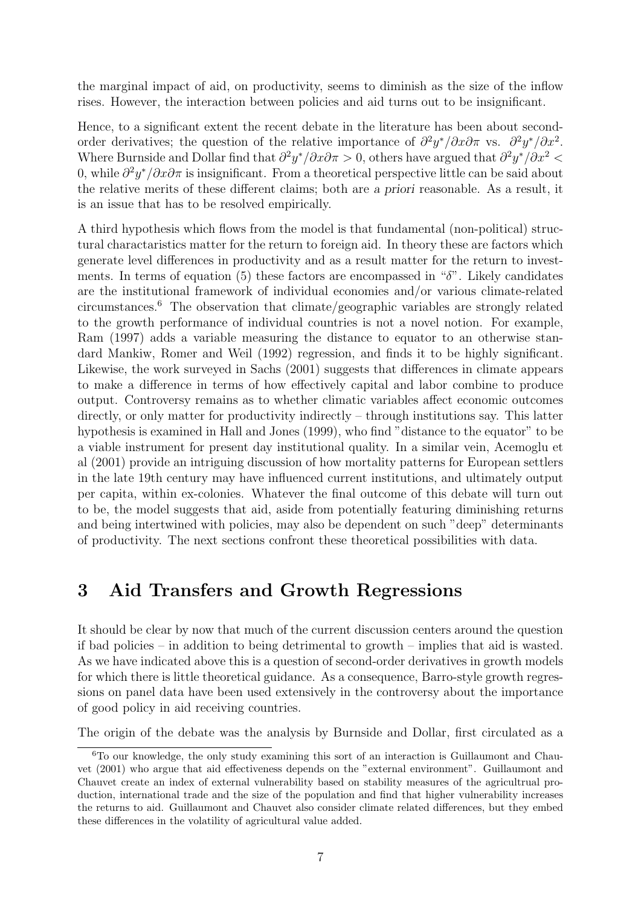the marginal impact of aid, on productivity, seems to diminish as the size of the inflow rises. However, the interaction between policies and aid turns out to be insignificant.

Hence, to a significant extent the recent debate in the literature has been about second-order derivatives; the question of the relative importance of $\partial^2 y^*/\partial x \partial \pi$ vs. $\partial^2 y^*/\partial x^2$. Where Burnside and Dollar find that $\partial^2 y^*/\partial x \partial \pi > 0$, others have argued that $\partial^2 y^*/\partial x^2 < 0$, while $\partial^2 y^*/\partial x \partial \pi$ is insignificant. From a theoretical perspective little can be said about the relative merits of these different claims; both are *a priori* reasonable. As a result, it is an issue that has to be resolved empirically.

A third hypothesis which flows from the model is that fundamental (non-political) structural charactaristics matter for the return to foreign aid. In theory these are factors which generate level differences in productivity and as a result matter for the return to investments. In terms of equation (5) these factors are encompassed in "$\delta$". Likely candidates are the institutional framework of individual economies and/or various climate-related circumstances.[6] The observation that climate/geographic variables are strongly related to the growth performance of individual countries is not a novel notion. For example, Ram (1997) adds a variable measuring the distance to equator to an otherwise standard Mankiw, Romer and Weil (1992) regression, and finds it to be highly significant. Likewise, the work surveyed in Sachs (2001) suggests that differences in climate appears to make a difference in terms of how effectively capital and labor combine to produce output. Controversy remains as to whether climatic variables affect economic outcomes directly, or only matter for productivity indirectly – through institutions say. This latter hypothesis is examined in Hall and Jones (1999), who find "distance to the equator" to be a viable instrument for present day institutional quality. In a similar vein, Acemoglu et al (2001) provide an intriguing discussion of how mortality patterns for European settlers in the late 19th century may have influenced current institutions, and ultimately output per capita, within ex-colonies. Whatever the final outcome of this debate will turn out to be, the model suggests that aid, aside from potentially featuring diminishing returns and being intertwined with policies, may also be dependent on such "deep" determinants of productivity. The next sections confront these theoretical possibilities with data.

# 3 Aid Transfers and Growth Regressions

It should be clear by now that much of the current discussion centers around the question if bad policies – in addition to being detrimental to growth – implies that aid is wasted. As we have indicated above this is a question of second-order derivatives in growth models for which there is little theoretical guidance. As a consequence, Barro-style growth regressions on panel data have been used extensively in the controversy about the importance of good policy in aid receiving countries.

The origin of the debate was the analysis by Burnside and Dollar, first circulated as a

[6] To our knowledge, the only study examining this sort of an interaction is Guillaumont and Chauvet (2001) who argue that aid effectiveness depends on the "external environment". Guillaumont and Chauvet create an index of external vulnerability based on stability measures of the agricultrual production, international trade and the size of the population and find that higher vulnerability increases the returns to aid. Guillaumont and Chauvet also consider climate related differences, but they embed these differences in the volatility of agricultural value added.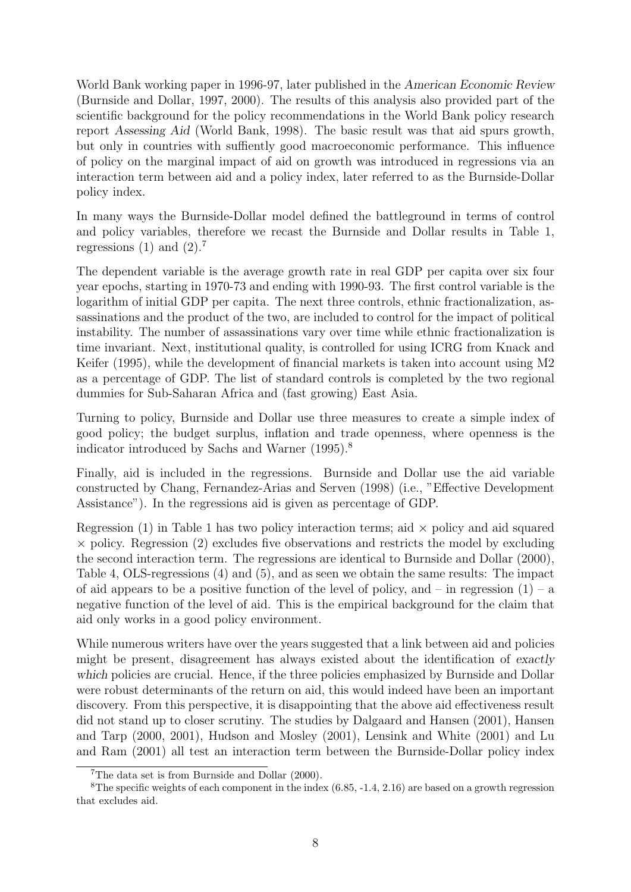World Bank working paper in 1996-97, later published in the *American Economic Review* (Burnside and Dollar, 1997, 2000). The results of this analysis also provided part of the scientific background for the policy recommendations in the World Bank policy research report *Assessing Aid* (World Bank, 1998). The basic result was that aid spurs growth, but only in countries with suffiently good macroeconomic performance. This influence of policy on the marginal impact of aid on growth was introduced in regressions via an interaction term between aid and a policy index, later referred to as the Burnside-Dollar policy index.

In many ways the Burnside-Dollar model defined the battleground in terms of control and policy variables, therefore we recast the Burnside and Dollar results in Table 1, regressions (1) and (2).[7]

The dependent variable is the average growth rate in real GDP per capita over six four year epochs, starting in 1970-73 and ending with 1990-93. The first control variable is the logarithm of initial GDP per capita. The next three controls, ethnic fractionalization, assassinations and the product of the two, are included to control for the impact of political instability. The number of assassinations vary over time while ethnic fractionalization is time invariant. Next, institutional quality, is controlled for using ICRG from Knack and Keifer (1995), while the development of financial markets is taken into account using M2 as a percentage of GDP. The list of standard controls is completed by the two regional dummies for Sub-Saharan Africa and (fast growing) East Asia.

Turning to policy, Burnside and Dollar use three measures to create a simple index of good policy; the budget surplus, inflation and trade openness, where openness is the indicator introduced by Sachs and Warner (1995).[8]

Finally, aid is included in the regressions. Burnside and Dollar use the aid variable constructed by Chang, Fernandez-Arias and Serven (1998) (i.e., "Effective Development Assistance"). In the regressions aid is given as percentage of GDP.

Regression (1) in Table 1 has two policy interaction terms; aid × policy and aid squared × policy. Regression (2) excludes five observations and restricts the model by excluding the second interaction term. The regressions are identical to Burnside and Dollar (2000), Table 4, OLS-regressions (4) and (5), and as seen we obtain the same results: The impact of aid appears to be a positive function of the level of policy, and – in regression (1) – a negative function of the level of aid. This is the empirical background for the claim that aid only works in a good policy environment.

While numerous writers have over the years suggested that a link between aid and policies might be present, disagreement has always existed about the identification of *exactly which* policies are crucial. Hence, if the three policies emphasized by Burnside and Dollar were robust determinants of the return on aid, this would indeed have been an important discovery. From this perspective, it is disappointing that the above aid effectiveness result did not stand up to closer scrutiny. The studies by Dalgaard and Hansen (2001), Hansen and Tarp (2000, 2001), Hudson and Mosley (2001), Lensink and White (2001) and Lu and Ram (2001) all test an interaction term between the Burnside-Dollar policy index

[7] The data set is from Burnside and Dollar (2000).

[8] The specific weights of each component in the index (6.85, -1.4, 2.16) are based on a growth regression that excludes aid.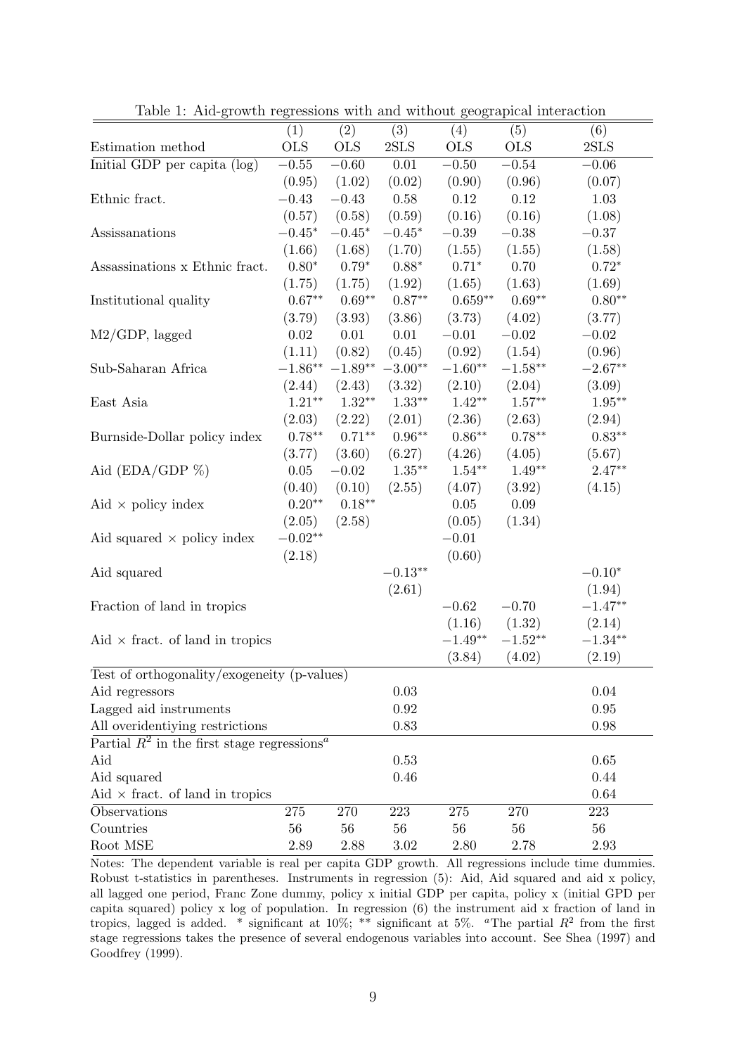Table 1: Aid-growth regressions with and without geographical interaction

| | (1) | (2) | (3) | (4) | (5) | (6) |
|---|---|---|---|---|---|---|
| Estimation method | OLS | OLS | 2SLS | OLS | OLS | 2SLS |
| Initial GDP per capita (log) | $-0.55$ | $-0.60$ | $0.01$ | $-0.50$ | $-0.54$ | $-0.06$ |
| | (0.95) | (1.02) | (0.02) | (0.90) | (0.96) | (0.07) |
| Ethnic fract. | $-0.43$ | $-0.43$ | $0.58$ | $0.12$ | $0.12$ | $1.03$ |
| | (0.57) | (0.58) | (0.59) | (0.16) | (0.16) | (1.08) |
| Assissanations | $-0.45^{*}$ | $-0.45^{*}$ | $-0.45^{*}$ | $-0.39$ | $-0.38$ | $-0.37$ |
| | (1.66) | (1.68) | (1.70) | (1.55) | (1.55) | (1.58) |
| Assassinations x Ethnic fract. | $0.80^{*}$ | $0.79^{*}$ | $0.88^{*}$ | $0.71^{*}$ | $0.70$ | $0.72^{*}$ |
| | (1.75) | (1.75) | (1.92) | (1.65) | (1.63) | (1.69) |
| Institutional quality | $0.67^{**}$ | $0.69^{**}$ | $0.87^{**}$ | $0.659^{**}$ | $0.69^{**}$ | $0.80^{**}$ |
| | (3.79) | (3.93) | (3.86) | (3.73) | (4.02) | (3.77) |
| M2/GDP, lagged | $0.02$ | $0.01$ | $0.01$ | $-0.01$ | $-0.02$ | $-0.02$ |
| | (1.11) | (0.82) | (0.45) | (0.92) | (1.54) | (0.96) |
| Sub-Saharan Africa | $-1.86^{**}$ | $-1.89^{**}$ | $-3.00^{**}$ | $-1.60^{**}$ | $-1.58^{**}$ | $-2.67^{**}$ |
| | (2.44) | (2.43) | (3.32) | (2.10) | (2.04) | (3.09) |
| East Asia | $1.21^{**}$ | $1.32^{**}$ | $1.33^{**}$ | $1.42^{**}$ | $1.57^{**}$ | $1.95^{**}$ |
| | (2.03) | (2.22) | (2.01) | (2.36) | (2.63) | (2.94) |
| Burnside-Dollar policy index | $0.78^{**}$ | $0.71^{**}$ | $0.96^{**}$ | $0.86^{**}$ | $0.78^{**}$ | $0.83^{**}$ |
| | (3.77) | (3.60) | (6.27) | (4.26) | (4.05) | (5.67) |
| Aid (EDA/GDP %) | $0.05$ | $-0.02$ | $1.35^{**}$ | $1.54^{**}$ | $1.49^{**}$ | $2.47^{**}$ |
| | (0.40) | (0.10) | (2.55) | (4.07) | (3.92) | (4.15) |
| Aid $\times$ policy index | $0.20^{**}$ | $0.18^{**}$ | | $0.05$ | $0.09$ | |
| | (2.05) | (2.58) | | (0.05) | (1.34) | |
| Aid squared $\times$ policy index | $-0.02^{**}$ | | | $-0.01$ | | |
| | (2.18) | | | (0.60) | | |
| Aid squared | | | $-0.13^{**}$ | | | $-0.10^{*}$ |
| | | | (2.61) | | | (1.94) |
| Fraction of land in tropics | | | | $-0.62$ | $-0.70$ | $-1.47^{**}$ |
| | | | | (1.16) | (1.32) | (2.14) |
| Aid $\times$ fract. of land in tropics | | | | $-1.49^{**}$ | $-1.52^{**}$ | $-1.34^{**}$ |
| | | | | (3.84) | (4.02) | (2.19) |
| Test of orthogonality/exogeneity (p-values) | | | | | | |
| Aid regressors | | | 0.03 | | | 0.04 |
| Lagged aid instruments | | | 0.92 | | | 0.95 |
| All overidentiying restrictions | | | 0.83 | | | 0.98 |
| Partial $R^2$ in the first stage regressions[a] | | | | | | |
| Aid | | | 0.53 | | | 0.65 |
| Aid squared | | | 0.46 | | | 0.44 |
| Aid $\times$ fract. of land in tropics | | | | | | 0.64 |
| Observations | 275 | 270 | 223 | 275 | 270 | 223 |
| Countries | 56 | 56 | 56 | 56 | 56 | 56 |
| Root MSE | 2.89 | 2.88 | 3.02 | 2.80 | 2.78 | 2.93 |

Notes: The dependent variable is real per capita GDP growth. All regressions include time dummies. Robust t-statistics in parentheses. Instruments in regression (5): Aid, Aid squared and aid x policy, all lagged one period, Franc Zone dummy, policy x initial GDP per capita, policy x (initial GPD per capita squared) policy x log of population. In regression (6) the instrument aid x fraction of land in tropics, lagged is added. * significant at 10%; ** significant at 5%. [a]The partial $R^2$ from the first stage regressions takes the presence of several endogenous variables into account. See Shea (1997) and Goodfrey (1999).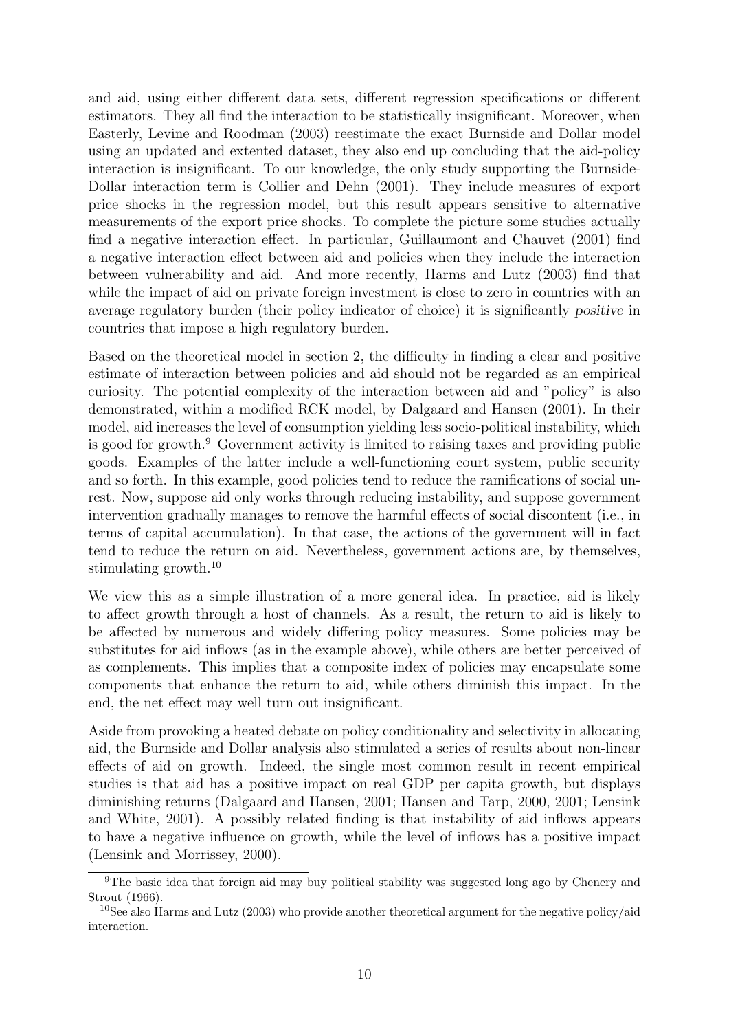and aid, using either different data sets, different regression specifications or different estimators. They all find the interaction to be statistically insignificant. Moreover, when Easterly, Levine and Roodman (2003) reestimate the exact Burnside and Dollar model using an updated and extented dataset, they also end up concluding that the aid-policy interaction is insignificant. To our knowledge, the only study supporting the Burnside-Dollar interaction term is Collier and Dehn (2001). They include measures of export price shocks in the regression model, but this result appears sensitive to alternative measurements of the export price shocks. To complete the picture some studies actually find a negative interaction effect. In particular, Guillaumont and Chauvet (2001) find a negative interaction effect between aid and policies when they include the interaction between vulnerability and aid. And more recently, Harms and Lutz (2003) find that while the impact of aid on private foreign investment is close to zero in countries with an average regulatory burden (their policy indicator of choice) it is significantly *positive* in countries that impose a high regulatory burden.

Based on the theoretical model in section 2, the difficulty in finding a clear and positive estimate of interaction between policies and aid should not be regarded as an empirical curiosity. The potential complexity of the interaction between aid and "policy" is also demonstrated, within a modified RCK model, by Dalgaard and Hansen (2001). In their model, aid increases the level of consumption yielding less socio-political instability, which is good for growth.[9] Government activity is limited to raising taxes and providing public goods. Examples of the latter include a well-functioning court system, public security and so forth. In this example, good policies tend to reduce the ramifications of social unrest. Now, suppose aid only works through reducing instability, and suppose government intervention gradually manages to remove the harmful effects of social discontent (i.e., in terms of capital accumulation). In that case, the actions of the government will in fact tend to reduce the return on aid. Nevertheless, government actions are, by themselves, stimulating growth.[10]

We view this as a simple illustration of a more general idea. In practice, aid is likely to affect growth through a host of channels. As a result, the return to aid is likely to be affected by numerous and widely differing policy measures. Some policies may be substitutes for aid inflows (as in the example above), while others are better perceived of as complements. This implies that a composite index of policies may encapsulate some components that enhance the return to aid, while others diminish this impact. In the end, the net effect may well turn out insignificant.

Aside from provoking a heated debate on policy conditionality and selectivity in allocating aid, the Burnside and Dollar analysis also stimulated a series of results about non-linear effects of aid on growth. Indeed, the single most common result in recent empirical studies is that aid has a positive impact on real GDP per capita growth, but displays diminishing returns (Dalgaard and Hansen, 2001; Hansen and Tarp, 2000, 2001; Lensink and White, 2001). A possibly related finding is that instability of aid inflows appears to have a negative influence on growth, while the level of inflows has a positive impact (Lensink and Morrissey, 2000).

[9] The basic idea that foreign aid may buy political stability was suggested long ago by Chenery and Strout (1966).

[10] See also Harms and Lutz (2003) who provide another theoretical argument for the negative policy/aid interaction.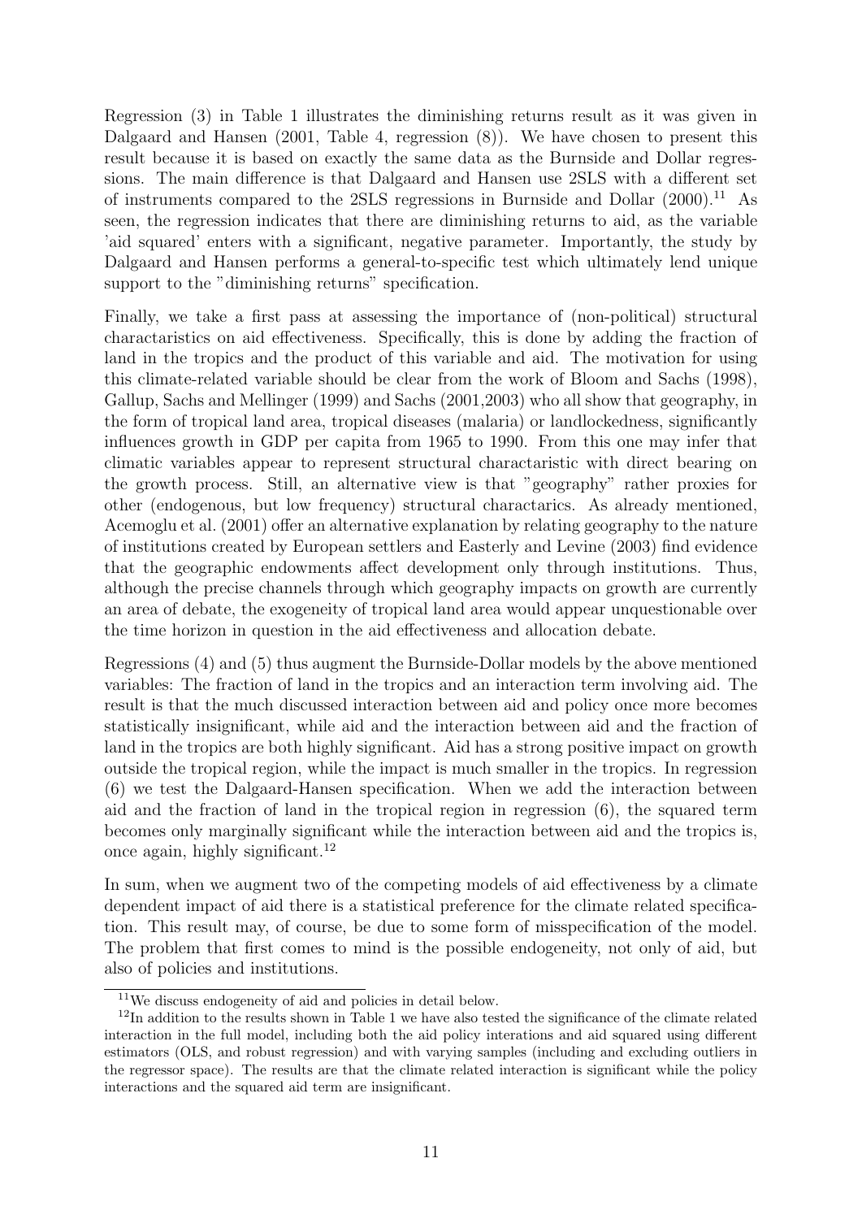Regression (3) in Table 1 illustrates the diminishing returns result as it was given in Dalgaard and Hansen (2001, Table 4, regression (8)). We have chosen to present this result because it is based on exactly the same data as the Burnside and Dollar regressions. The main difference is that Dalgaard and Hansen use 2SLS with a different set of instruments compared to the 2SLS regressions in Burnside and Dollar (2000).[11] As seen, the regression indicates that there are diminishing returns to aid, as the variable 'aid squared' enters with a significant, negative parameter. Importantly, the study by Dalgaard and Hansen performs a general-to-specific test which ultimately lend unique support to the "diminishing returns" specification.

Finally, we take a first pass at assessing the importance of (non-political) structural charactaristics on aid effectiveness. Specifically, this is done by adding the fraction of land in the tropics and the product of this variable and aid. The motivation for using this climate-related variable should be clear from the work of Bloom and Sachs (1998), Gallup, Sachs and Mellinger (1999) and Sachs (2001,2003) who all show that geography, in the form of tropical land area, tropical diseases (malaria) or landlockedness, significantly influences growth in GDP per capita from 1965 to 1990. From this one may infer that climatic variables appear to represent structural charactaristic with direct bearing on the growth process. Still, an alternative view is that "geography" rather proxies for other (endogenous, but low frequency) structural charactarics. As already mentioned, Acemoglu et al. (2001) offer an alternative explanation by relating geography to the nature of institutions created by European settlers and Easterly and Levine (2003) find evidence that the geographic endowments affect development only through institutions. Thus, although the precise channels through which geography impacts on growth are currently an area of debate, the exogeneity of tropical land area would appear unquestionable over the time horizon in question in the aid effectiveness and allocation debate.

Regressions (4) and (5) thus augment the Burnside-Dollar models by the above mentioned variables: The fraction of land in the tropics and an interaction term involving aid. The result is that the much discussed interaction between aid and policy once more becomes statistically insignificant, while aid and the interaction between aid and the fraction of land in the tropics are both highly significant. Aid has a strong positive impact on growth outside the tropical region, while the impact is much smaller in the tropics. In regression (6) we test the Dalgaard-Hansen specification. When we add the interaction between aid and the fraction of land in the tropical region in regression (6), the squared term becomes only marginally significant while the interaction between aid and the tropics is, once again, highly significant.[12]

In sum, when we augment two of the competing models of aid effectiveness by a climate dependent impact of aid there is a statistical preference for the climate related specification. This result may, of course, be due to some form of misspecification of the model. The problem that first comes to mind is the possible endogeneity, not only of aid, but also of policies and institutions.

[11] We discuss endogeneity of aid and policies in detail below.

[12] In addition to the results shown in Table 1 we have also tested the significance of the climate related interaction in the full model, including both the aid policy interations and aid squared using different estimators (OLS, and robust regression) and with varying samples (including and excluding outliers in the regressor space). The results are that the climate related interaction is significant while the policy interactions and the squared aid term are insignificant.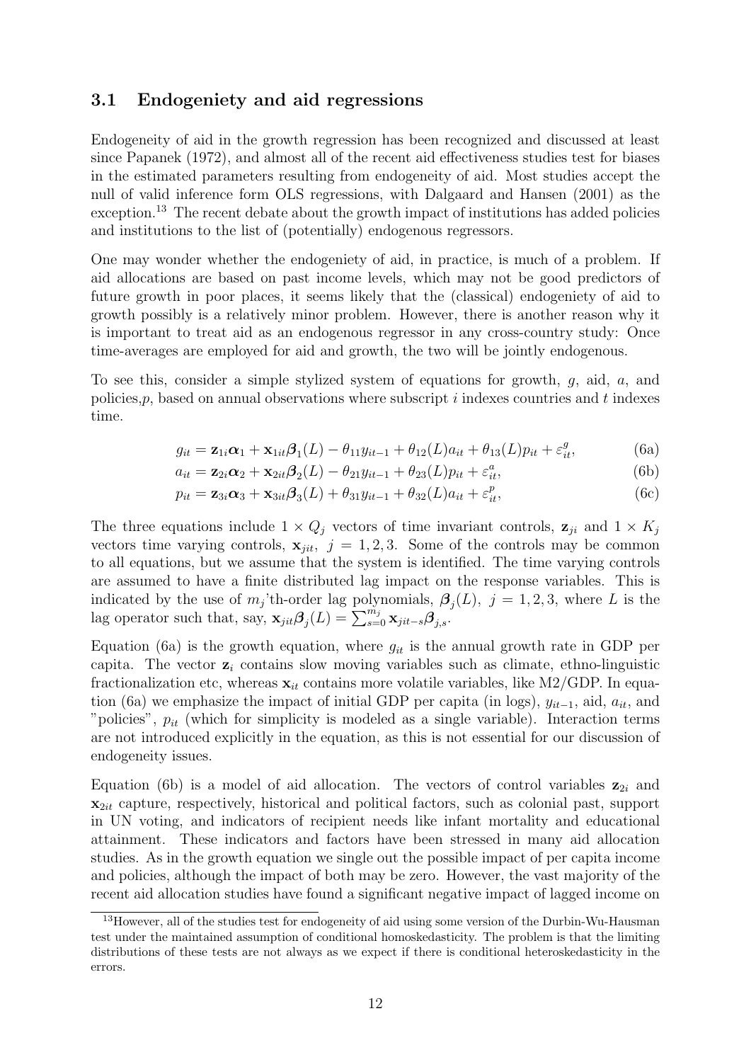### 3.1 Endogeniety and aid regressions

Endogeneity of aid in the growth regression has been recognized and discussed at least since Papanek (1972), and almost all of the recent aid effectiveness studies test for biases in the estimated parameters resulting from endogeneity of aid. Most studies accept the null of valid inference form OLS regressions, with Dalgaard and Hansen (2001) as the exception.[13] The recent debate about the growth impact of institutions has added policies and institutions to the list of (potentially) endogenous regressors.

One may wonder whether the endogeniety of aid, in practice, is much of a problem. If aid allocations are based on past income levels, which may not be good predictors of future growth in poor places, it seems likely that the (classical) endogeniety of aid to growth possibly is a relatively minor problem. However, there is another reason why it is important to treat aid as an endogenous regressor in any cross-country study: Once time-averages are employed for aid and growth, the two will be jointly endogenous.

To see this, consider a simple stylized system of equations for growth, $g$, aid, $a$, and policies,$p$, based on annual observations where subscript $i$ indexes countries and $t$ indexes time.

$$g_{it} = \mathbf{z}_{1i}\boldsymbol{\alpha}_1 + \mathbf{x}_{1it}\boldsymbol{\beta}_1(L) - \theta_{11}y_{it-1} + \theta_{12}(L)a_{it} + \theta_{13}(L)p_{it} + \varepsilon_{it}^{g}, \tag{6a}$$

$$a_{it} = \mathbf{z}_{2i}\boldsymbol{\alpha}_2 + \mathbf{x}_{2it}\boldsymbol{\beta}_2(L) - \theta_{21}y_{it-1} + \theta_{23}(L)p_{it} + \varepsilon_{it}^{a}, \tag{6b}$$

$$p_{it} = \mathbf{z}_{3i}\boldsymbol{\alpha}_3 + \mathbf{x}_{3it}\boldsymbol{\beta}_3(L) + \theta_{31}y_{it-1} + \theta_{32}(L)a_{it} + \varepsilon_{it}^{p}, \tag{6c}$$

The three equations include $1 \times Q_j$ vectors of time invariant controls, $\mathbf{z}_{ji}$ and $1 \times K_j$ vectors time varying controls, $\mathbf{x}_{jit}$, $j = 1, 2, 3$. Some of the controls may be common to all equations, but we assume that the system is identified. The time varying controls are assumed to have a finite distributed lag impact on the response variables. This is indicated by the use of $m_j$'th-order lag polynomials, $\boldsymbol{\beta}_j(L)$, $j = 1, 2, 3$, where $L$ is the lag operator such that, say, $\mathbf{x}_{jit}\boldsymbol{\beta}_j(L) = \sum_{s=0}^{m_j} \mathbf{x}_{jit-s}\boldsymbol{\beta}_{j,s}$.

Equation (6a) is the growth equation, where $g_{it}$ is the annual growth rate in GDP per capita. The vector $\mathbf{z}_i$ contains slow moving variables such as climate, ethno-linguistic fractionalization etc, whereas $\mathbf{x}_{it}$ contains more volatile variables, like M2/GDP. In equation (6a) we emphasize the impact of initial GDP per capita (in logs), $y_{it-1}$, aid, $a_{it}$, and "policies", $p_{it}$ (which for simplicity is modeled as a single variable). Interaction terms are not introduced explicitly in the equation, as this is not essential for our discussion of endogeneity issues.

Equation (6b) is a model of aid allocation. The vectors of control variables $\mathbf{z}_{2i}$ and $\mathbf{x}_{2it}$ capture, respectively, historical and political factors, such as colonial past, support in UN voting, and indicators of recipient needs like infant mortality and educational attainment. These indicators and factors have been stressed in many aid allocation studies. As in the growth equation we single out the possible impact of per capita income and policies, although the impact of both may be zero. However, the vast majority of the recent aid allocation studies have found a significant negative impact of lagged income on

[13] However, all of the studies test for endogeneity of aid using some version of the Durbin-Wu-Hausman test under the maintained assumption of conditional homoskedasticity. The problem is that the limiting distributions of these tests are not always as we expect if there is conditional heteroskedasticity in the errors.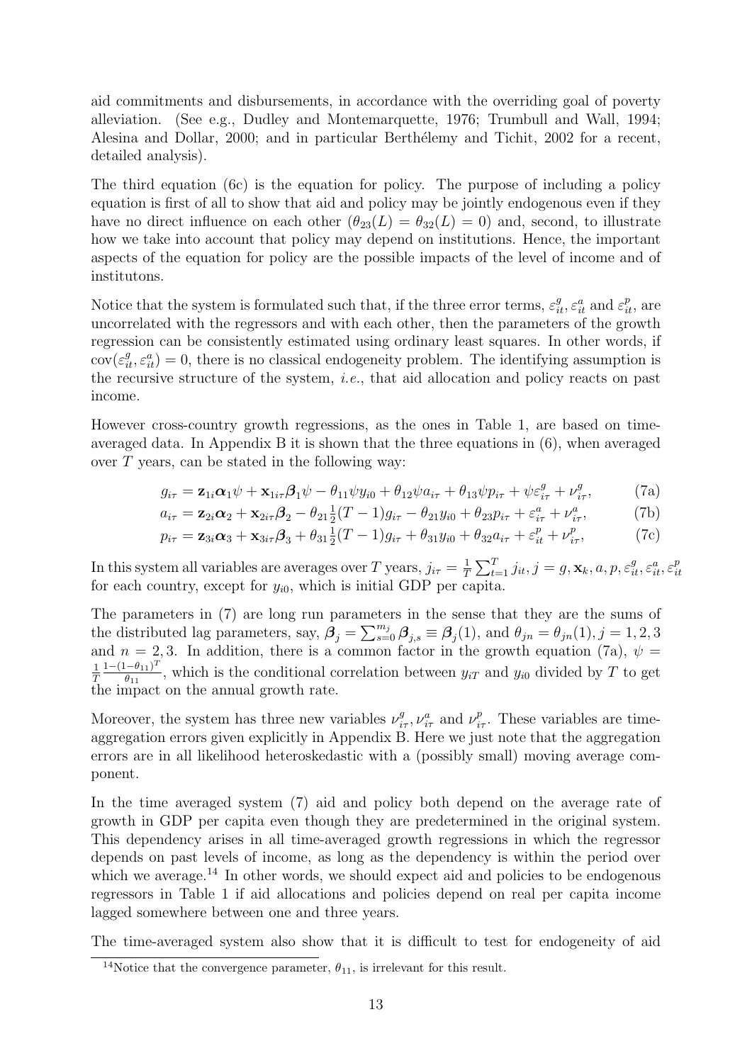aid commitments and disbursements, in accordance with the overriding goal of poverty alleviation. (See e.g., Dudley and Montemarquette, 1976; Trumbull and Wall, 1994; Alesina and Dollar, 2000; and in particular Berthélemy and Tichit, 2002 for a recent, detailed analysis).

The third equation (6c) is the equation for policy. The purpose of including a policy equation is first of all to show that aid and policy may be jointly endogenous even if they have no direct influence on each other ($\theta_{23}(L) = \theta_{32}(L) = 0$) and, second, to illustrate how we take into account that policy may depend on institutions. Hence, the important aspects of the equation for policy are the possible impacts of the level of income and of institutons.

Notice that the system is formulated such that, if the three error terms, $\varepsilon_{it}^g$, $\varepsilon_{it}^a$ and $\varepsilon_{it}^p$, are uncorrelated with the regressors and with each other, then the parameters of the growth regression can be consistently estimated using ordinary least squares. In other words, if $\text{cov}(\varepsilon_{it}^g, \varepsilon_{it}^a) = 0$, there is no classical endogeneity problem. The identifying assumption is the recursive structure of the system, *i.e.*, that aid allocation and policy reacts on past income.

However cross-country growth regressions, as the ones in Table 1, are based on time-averaged data. In Appendix B it is shown that the three equations in (6), when averaged over $T$ years, can be stated in the following way:

$$g_{i\tau} = \mathbf{z}_{1i}\boldsymbol{\alpha}_1\psi + \mathbf{x}_{1i\tau}\boldsymbol{\beta}_1\psi - \theta_{11}\psi y_{i0} + \theta_{12}\psi a_{i\tau} + \theta_{13}\psi p_{i\tau} + \psi\varepsilon_{i\tau}^g + \nu_{i\tau}^g, \tag{7a}$$

$$a_{i\tau} = \mathbf{z}_{2i}\boldsymbol{\alpha}_2 + \mathbf{x}_{2i\tau}\boldsymbol{\beta}_2 - \theta_{21}\tfrac{1}{2}(T-1)g_{i\tau} - \theta_{21}y_{i0} + \theta_{23}p_{i\tau} + \varepsilon_{i\tau}^a + \nu_{i\tau}^a, \tag{7b}$$

$$p_{i\tau} = \mathbf{z}_{3i}\boldsymbol{\alpha}_3 + \mathbf{x}_{3i\tau}\boldsymbol{\beta}_3 + \theta_{31}\tfrac{1}{2}(T-1)g_{i\tau} + \theta_{31}y_{i0} + \theta_{32}a_{i\tau} + \varepsilon_{it}^p + \nu_{i\tau}^p, \tag{7c}$$

In this system all variables are averages over $T$ years, $j_{i\tau} = \frac{1}{T}\sum_{t=1}^{T} j_{it}$, $j = g, \mathbf{x}_k, a, p, \varepsilon_{it}^g, \varepsilon_{it}^a, \varepsilon_{it}^p$ for each country, except for $y_{i0}$, which is initial GDP per capita.

The parameters in (7) are long run parameters in the sense that they are the sums of the distributed lag parameters, say, $\boldsymbol{\beta}_j = \sum_{s=0}^{m_j} \boldsymbol{\beta}_{j,s} \equiv \boldsymbol{\beta}_j(1)$, and $\theta_{jn} = \theta_{jn}(1), j = 1, 2, 3$ and $n = 2, 3$. In addition, there is a common factor in the growth equation (7a), $\psi = \frac{1}{T}\frac{1-(1-\theta_{11})^T}{\theta_{11}}$, which is the conditional correlation between $y_{iT}$ and $y_{i0}$ divided by $T$ to get the impact on the annual growth rate.

Moreover, the system has three new variables $\nu_{i\tau}^g, \nu_{i\tau}^a$ and $\nu_{i\tau}^p$. These variables are time-aggregation errors given explicitly in Appendix B. Here we just note that the aggregation errors are in all likelihood heteroskedastic with a (possibly small) moving average component.

In the time averaged system (7) aid and policy both depend on the average rate of growth in GDP per capita even though they are predetermined in the original system. This dependency arises in all time-averaged growth regressions in which the regressor depends on past levels of income, as long as the dependency is within the period over which we average.[14] In other words, we should expect aid and policies to be endogenous regressors in Table 1 if aid allocations and policies depend on real per capita income lagged somewhere between one and three years.

The time-averaged system also show that it is difficult to test for endogeneity of aid

[14] Notice that the convergence parameter, $\theta_{11}$, is irrelevant for this result.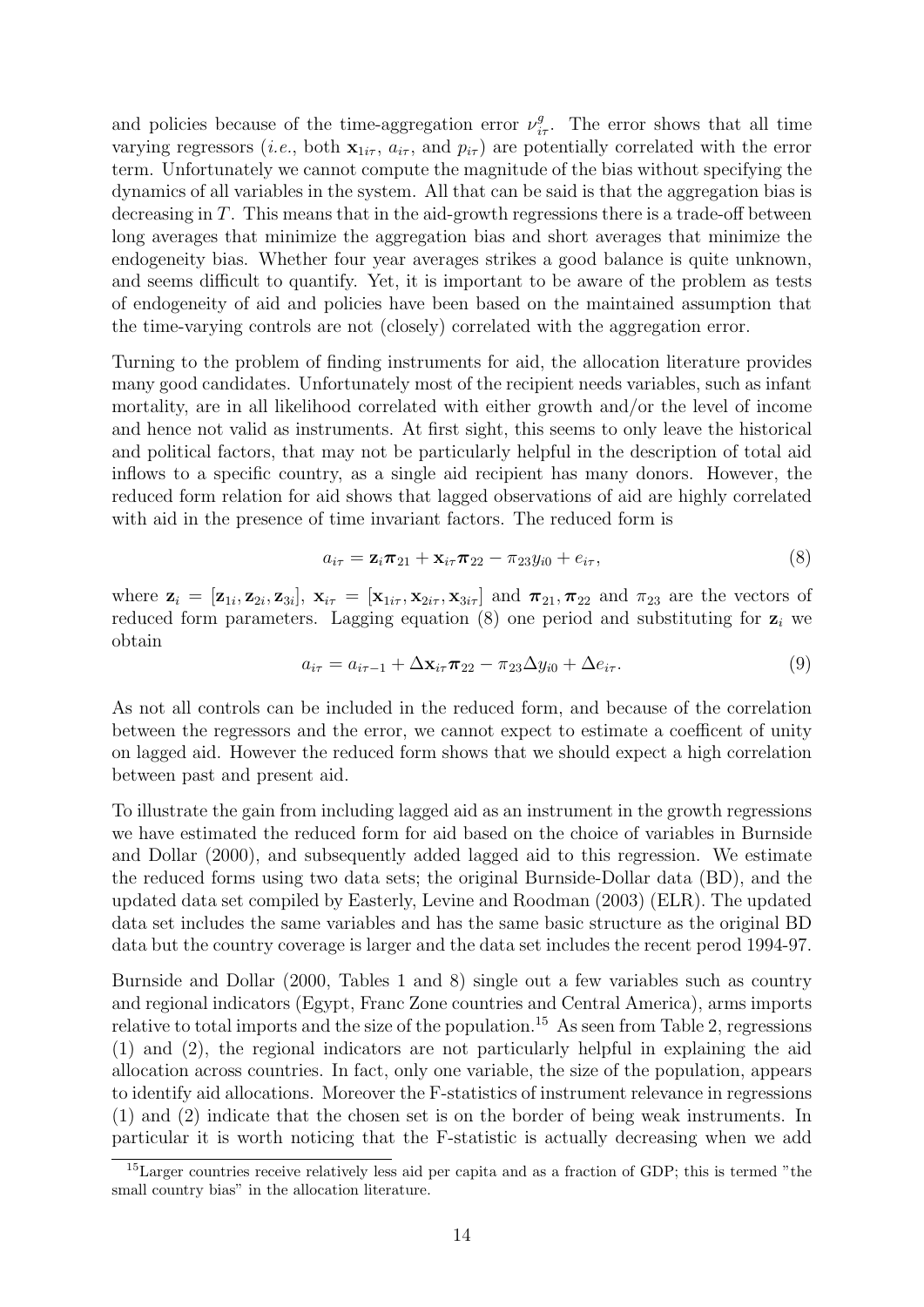and policies because of the time-aggregation error $\nu_{i\tau}^g$. The error shows that all time varying regressors (*i.e.*, both $\mathbf{x}_{1i\tau}$, $a_{i\tau}$, and $p_{i\tau}$) are potentially correlated with the error term. Unfortunately we cannot compute the magnitude of the bias without specifying the dynamics of all variables in the system. All that can be said is that the aggregation bias is decreasing in $T$. This means that in the aid-growth regressions there is a trade-off between long averages that minimize the aggregation bias and short averages that minimize the endogeneity bias. Whether four year averages strikes a good balance is quite unknown, and seems difficult to quantify. Yet, it is important to be aware of the problem as tests of endogeneity of aid and policies have been based on the maintained assumption that the time-varying controls are not (closely) correlated with the aggregation error.

Turning to the problem of finding instruments for aid, the allocation literature provides many good candidates. Unfortunately most of the recipient needs variables, such as infant mortality, are in all likelihood correlated with either growth and/or the level of income and hence not valid as instruments. At first sight, this seems to only leave the historical and political factors, that may not be particularly helpful in the description of total aid inflows to a specific country, as a single aid recipient has many donors. However, the reduced form relation for aid shows that lagged observations of aid are highly correlated with aid in the presence of time invariant factors. The reduced form is

$$a_{i\tau} = \mathbf{z}_i \boldsymbol{\pi}_{21} + \mathbf{x}_{i\tau} \boldsymbol{\pi}_{22} - \pi_{23} y_{i0} + e_{i\tau}, \tag{8}$$

where $\mathbf{z}_i = [\mathbf{z}_{1i}, \mathbf{z}_{2i}, \mathbf{z}_{3i}]$, $\mathbf{x}_{i\tau} = [\mathbf{x}_{1i\tau}, \mathbf{x}_{2i\tau}, \mathbf{x}_{3i\tau}]$ and $\boldsymbol{\pi}_{21}, \boldsymbol{\pi}_{22}$ and $\pi_{23}$ are the vectors of reduced form parameters. Lagging equation (8) one period and substituting for $\mathbf{z}_i$ we obtain

$$a_{i\tau} = a_{i\tau-1} + \Delta \mathbf{x}_{i\tau} \boldsymbol{\pi}_{22} - \pi_{23} \Delta y_{i0} + \Delta e_{i\tau}. \tag{9}$$

As not all controls can be included in the reduced form, and because of the correlation between the regressors and the error, we cannot expect to estimate a coefficent of unity on lagged aid. However the reduced form shows that we should expect a high correlation between past and present aid.

To illustrate the gain from including lagged aid as an instrument in the growth regressions we have estimated the reduced form for aid based on the choice of variables in Burnside and Dollar (2000), and subsequently added lagged aid to this regression. We estimate the reduced forms using two data sets; the original Burnside-Dollar data (BD), and the updated data set compiled by Easterly, Levine and Roodman (2003) (ELR). The updated data set includes the same variables and has the same basic structure as the original BD data but the country coverage is larger and the data set includes the recent perod 1994-97.

Burnside and Dollar (2000, Tables 1 and 8) single out a few variables such as country and regional indicators (Egypt, Franc Zone countries and Central America), arms imports relative to total imports and the size of the population.[15] As seen from Table 2, regressions (1) and (2), the regional indicators are not particularly helpful in explaining the aid allocation across countries. In fact, only one variable, the size of the population, appears to identify aid allocations. Moreover the F-statistics of instrument relevance in regressions (1) and (2) indicate that the chosen set is on the border of being weak instruments. In particular it is worth noticing that the F-statistic is actually decreasing when we add

[15] Larger countries receive relatively less aid per capita and as a fraction of GDP; this is termed "the small country bias" in the allocation literature.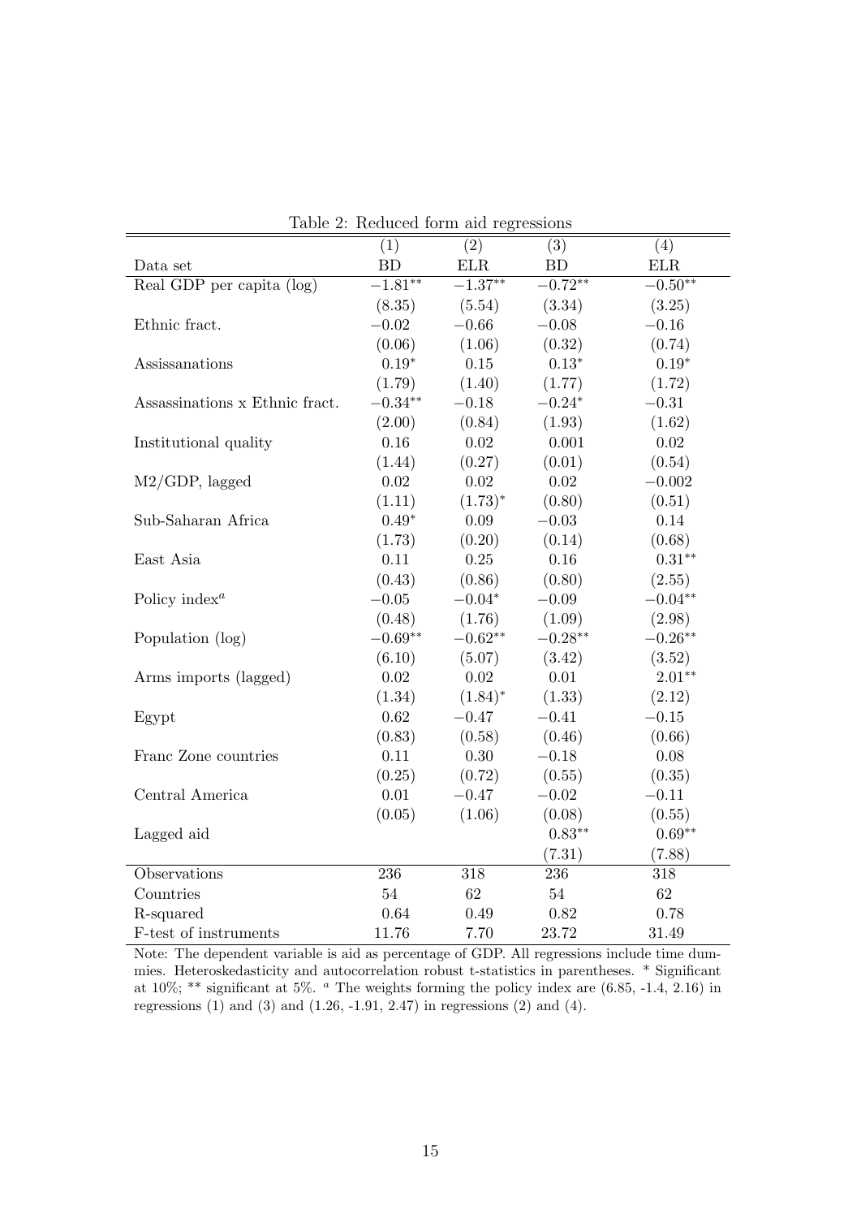Table 2: Reduced form aid regressions

| | (1) | (2) | (3) | (4) |
|---|---|---|---|---|
| Data set | BD | ELR | BD | ELR |
| Real GDP per capita (log) | $-1.81^{**}$ | $-1.37^{**}$ | $-0.72^{**}$ | $-0.50^{**}$ |
| | (8.35) | (5.54) | (3.34) | (3.25) |
| Ethnic fract. | $-0.02$ | $-0.66$ | $-0.08$ | $-0.16$ |
| | (0.06) | (1.06) | (0.32) | (0.74) |
| Assissanations | $0.19^{*}$ | 0.15 | $0.13^{*}$ | $0.19^{*}$ |
| | (1.79) | (1.40) | (1.77) | (1.72) |
| Assassinations x Ethnic fract. | $-0.34^{**}$ | $-0.18$ | $-0.24^{*}$ | $-0.31$ |
| | (2.00) | (0.84) | (1.93) | (1.62) |
| Institutional quality | 0.16 | 0.02 | 0.001 | 0.02 |
| | (1.44) | (0.27) | (0.01) | (0.54) |
| M2/GDP, lagged | 0.02 | 0.02 | 0.02 | $-0.002$ |
| | (1.11) | $(1.73)^{*}$ | (0.80) | (0.51) |
| Sub-Saharan Africa | $0.49^{*}$ | 0.09 | $-0.03$ | 0.14 |
| | (1.73) | (0.20) | (0.14) | (0.68) |
| East Asia | 0.11 | 0.25 | 0.16 | $0.31^{**}$ |
| | (0.43) | (0.86) | (0.80) | (2.55) |
| Policy index[a] | $-0.05$ | $-0.04^{*}$ | $-0.09$ | $-0.04^{**}$ |
| | (0.48) | (1.76) | (1.09) | (2.98) |
| Population (log) | $-0.69^{**}$ | $-0.62^{**}$ | $-0.28^{**}$ | $-0.26^{**}$ |
| | (6.10) | (5.07) | (3.42) | (3.52) |
| Arms imports (lagged) | 0.02 | 0.02 | 0.01 | $2.01^{**}$ |
| | (1.34) | $(1.84)^{*}$ | (1.33) | (2.12) |
| Egypt | 0.62 | $-0.47$ | $-0.41$ | $-0.15$ |
| | (0.83) | (0.58) | (0.46) | (0.66) |
| Franc Zone countries | 0.11 | 0.30 | $-0.18$ | 0.08 |
| | (0.25) | (0.72) | (0.55) | (0.35) |
| Central America | 0.01 | $-0.47$ | $-0.02$ | $-0.11$ |
| | (0.05) | (1.06) | (0.08) | (0.55) |
| Lagged aid | | | $0.83^{**}$ | $0.69^{**}$ |
| | | | (7.31) | (7.88) |
| Observations | 236 | 318 | 236 | 318 |
| Countries | 54 | 62 | 54 | 62 |
| R-squared | 0.64 | 0.49 | 0.82 | 0.78 |
| F-test of instruments | 11.76 | 7.70 | 23.72 | 31.49 |

Note: The dependent variable is aid as percentage of GDP. All regressions include time dummies. Heteroskedasticity and autocorrelation robust t-statistics in parentheses. * Significant at 10%; ** significant at 5%. [a] The weights forming the policy index are (6.85, -1.4, 2.16) in regressions (1) and (3) and (1.26, -1.91, 2.47) in regressions (2) and (4).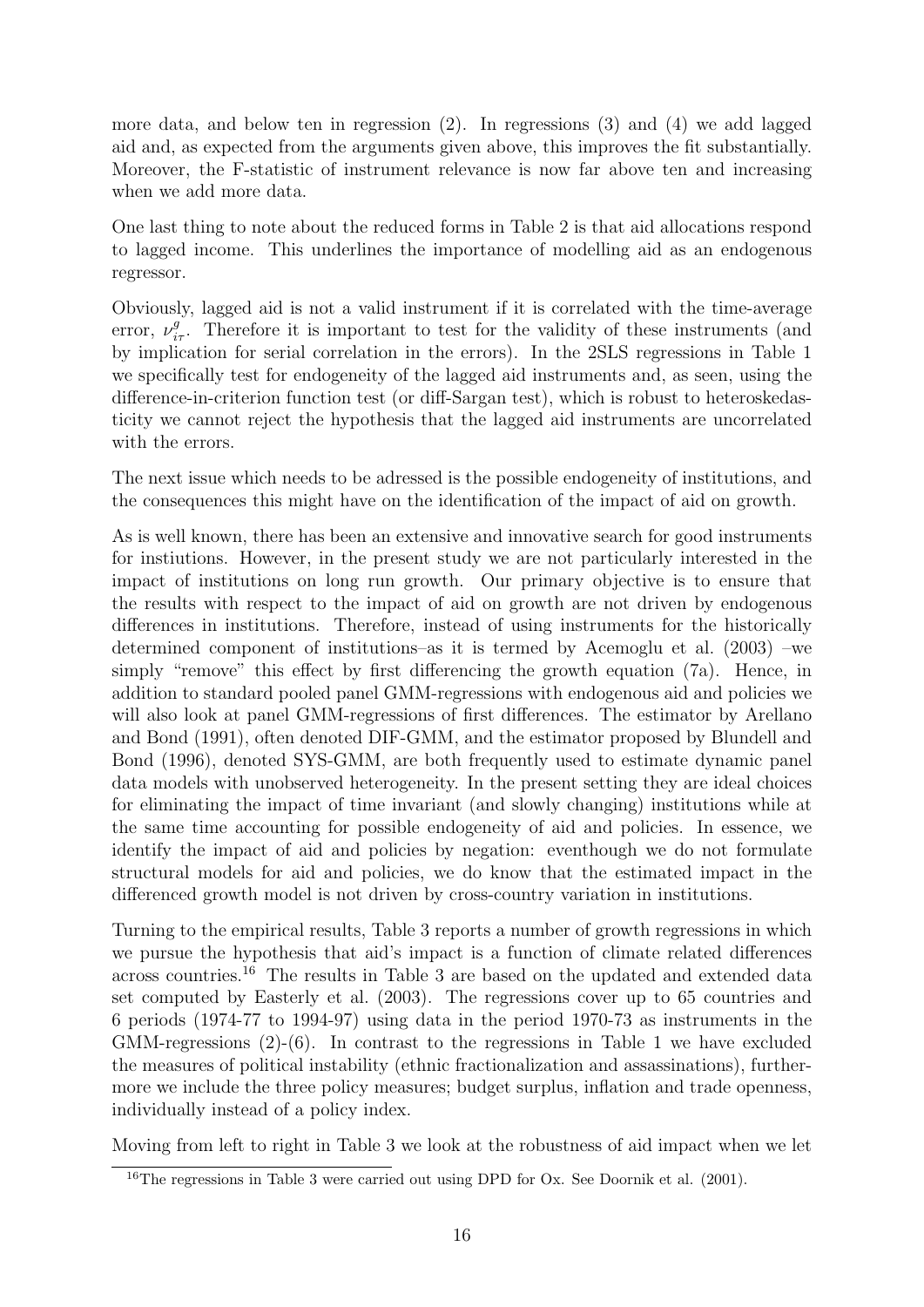more data, and below ten in regression (2). In regressions (3) and (4) we add lagged aid and, as expected from the arguments given above, this improves the fit substantially. Moreover, the F-statistic of instrument relevance is now far above ten and increasing when we add more data.

One last thing to note about the reduced forms in Table 2 is that aid allocations respond to lagged income. This underlines the importance of modelling aid as an endogenous regressor.

Obviously, lagged aid is not a valid instrument if it is correlated with the time-average error, $\nu^{g}_{i\tau}$. Therefore it is important to test for the validity of these instruments (and by implication for serial correlation in the errors). In the 2SLS regressions in Table 1 we specifically test for endogeneity of the lagged aid instruments and, as seen, using the difference-in-criterion function test (or diff-Sargan test), which is robust to heteroskedasticity we cannot reject the hypothesis that the lagged aid instruments are uncorrelated with the errors.

The next issue which needs to be adressed is the possible endogeneity of institutions, and the consequences this might have on the identification of the impact of aid on growth.

As is well known, there has been an extensive and innovative search for good instruments for instiutions. However, in the present study we are not particularly interested in the impact of institutions on long run growth. Our primary objective is to ensure that the results with respect to the impact of aid on growth are not driven by endogenous differences in institutions. Therefore, instead of using instruments for the historically determined component of institutions–as it is termed by Acemoglu et al. (2003) –we simply "remove" this effect by first differencing the growth equation (7a). Hence, in addition to standard pooled panel GMM-regressions with endogenous aid and policies we will also look at panel GMM-regressions of first differences. The estimator by Arellano and Bond (1991), often denoted DIF-GMM, and the estimator proposed by Blundell and Bond (1996), denoted SYS-GMM, are both frequently used to estimate dynamic panel data models with unobserved heterogeneity. In the present setting they are ideal choices for eliminating the impact of time invariant (and slowly changing) institutions while at the same time accounting for possible endogeneity of aid and policies. In essence, we identify the impact of aid and policies by negation: eventhough we do not formulate structural models for aid and policies, we do know that the estimated impact in the differenced growth model is not driven by cross-country variation in institutions.

Turning to the empirical results, Table 3 reports a number of growth regressions in which we pursue the hypothesis that aid's impact is a function of climate related differences across countries.[16] The results in Table 3 are based on the updated and extended data set computed by Easterly et al. (2003). The regressions cover up to 65 countries and 6 periods (1974-77 to 1994-97) using data in the period 1970-73 as instruments in the GMM-regressions (2)-(6). In contrast to the regressions in Table 1 we have excluded the measures of political instability (ethnic fractionalization and assassinations), furthermore we include the three policy measures; budget surplus, inflation and trade openness, individually instead of a policy index.

Moving from left to right in Table 3 we look at the robustness of aid impact when we let

[16] The regressions in Table 3 were carried out using DPD for Ox. See Doornik et al. (2001).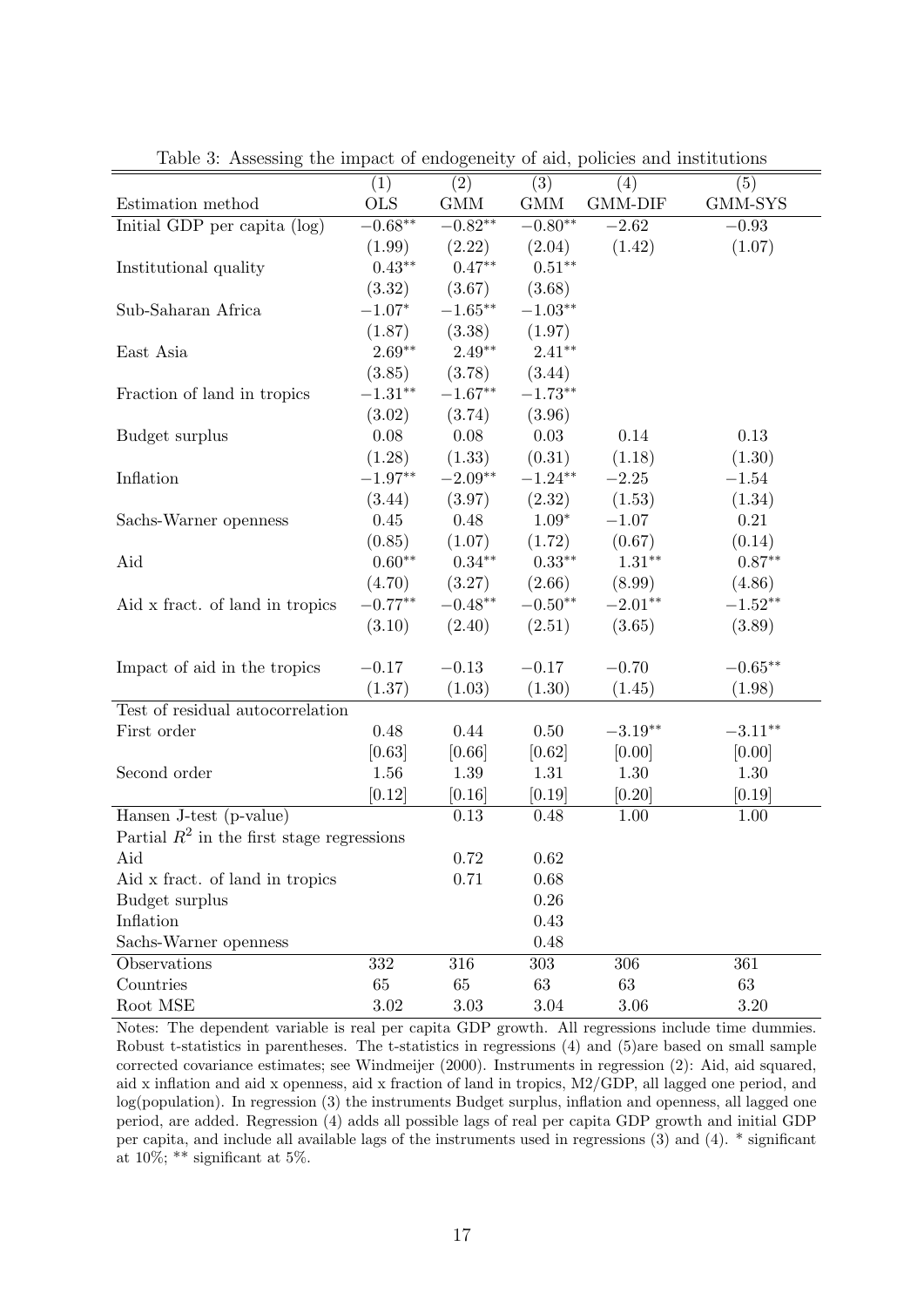Table 3: Assessing the impact of endogeneity of aid, policies and institutions

| | (1) | (2) | (3) | (4) | (5) |
|---|---|---|---|---|---|
| Estimation method | OLS | GMM | GMM | GMM-DIF | GMM-SYS |
| Initial GDP per capita (log) | $-0.68^{**}$ | $-0.82^{**}$ | $-0.80^{**}$ | $-2.62$ | $-0.93$ |
| | (1.99) | (2.22) | (2.04) | (1.42) | (1.07) |
| Institutional quality | $0.43^{**}$ | $0.47^{**}$ | $0.51^{**}$ | | |
| | (3.32) | (3.67) | (3.68) | | |
| Sub-Saharan Africa | $-1.07^{*}$ | $-1.65^{**}$ | $-1.03^{**}$ | | |
| | (1.87) | (3.38) | (1.97) | | |
| East Asia | $2.69^{**}$ | $2.49^{**}$ | $2.41^{**}$ | | |
| | (3.85) | (3.78) | (3.44) | | |
| Fraction of land in tropics | $-1.31^{**}$ | $-1.67^{**}$ | $-1.73^{**}$ | | |
| | (3.02) | (3.74) | (3.96) | | |
| Budget surplus | 0.08 | 0.08 | 0.03 | 0.14 | 0.13 |
| | (1.28) | (1.33) | (0.31) | (1.18) | (1.30) |
| Inflation | $-1.97^{**}$ | $-2.09^{**}$ | $-1.24^{**}$ | $-2.25$ | $-1.54$ |
| | (3.44) | (3.97) | (2.32) | (1.53) | (1.34) |
| Sachs-Warner openness | 0.45 | 0.48 | $1.09^{*}$ | $-1.07$ | 0.21 |
| | (0.85) | (1.07) | (1.72) | (0.67) | (0.14) |
| Aid | $0.60^{**}$ | $0.34^{**}$ | $0.33^{**}$ | $1.31^{**}$ | $0.87^{**}$ |
| | (4.70) | (3.27) | (2.66) | (8.99) | (4.86) |
| Aid x fract. of land in tropics | $-0.77^{**}$ | $-0.48^{**}$ | $-0.50^{**}$ | $-2.01^{**}$ | $-1.52^{**}$ |
| | (3.10) | (2.40) | (2.51) | (3.65) | (3.89) |
| Impact of aid in the tropics | $-0.17$ | $-0.13$ | $-0.17$ | $-0.70$ | $-0.65^{**}$ |
| | (1.37) | (1.03) | (1.30) | (1.45) | (1.98) |
| Test of residual autocorrelation | | | | | |
| First order | 0.48 | 0.44 | 0.50 | $-3.19^{**}$ | $-3.11^{**}$ |
| | [0.63] | [0.66] | [0.62] | [0.00] | [0.00] |
| Second order | 1.56 | 1.39 | 1.31 | 1.30 | 1.30 |
| | [0.12] | [0.16] | [0.19] | [0.20] | [0.19] |
| Hansen J-test (p-value) | | 0.13 | 0.48 | 1.00 | 1.00 |
| Partial $R^2$ in the first stage regressions | | | | | |
| Aid | | 0.72 | 0.62 | | |
| Aid x fract. of land in tropics | | 0.71 | 0.68 | | |
| Budget surplus | | | 0.26 | | |
| Inflation | | | 0.43 | | |
| Sachs-Warner openness | | | 0.48 | | |
| Observations | 332 | 316 | 303 | 306 | 361 |
| Countries | 65 | 65 | 63 | 63 | 63 |
| Root MSE | 3.02 | 3.03 | 3.04 | 3.06 | 3.20 |

Notes: The dependent variable is real per capita GDP growth. All regressions include time dummies. Robust t-statistics in parentheses. The t-statistics in regressions (4) and (5)are based on small sample corrected covariance estimates; see Windmeijer (2000). Instruments in regression (2): Aid, aid squared, aid x inflation and aid x openness, aid x fraction of land in tropics, M2/GDP, all lagged one period, and log(population). In regression (3) the instruments Budget surplus, inflation and openness, all lagged one period, are added. Regression (4) adds all possible lags of real per capita GDP growth and initial GDP per capita, and include all available lags of the instruments used in regressions (3) and (4). * significant at 10%; ** significant at 5%.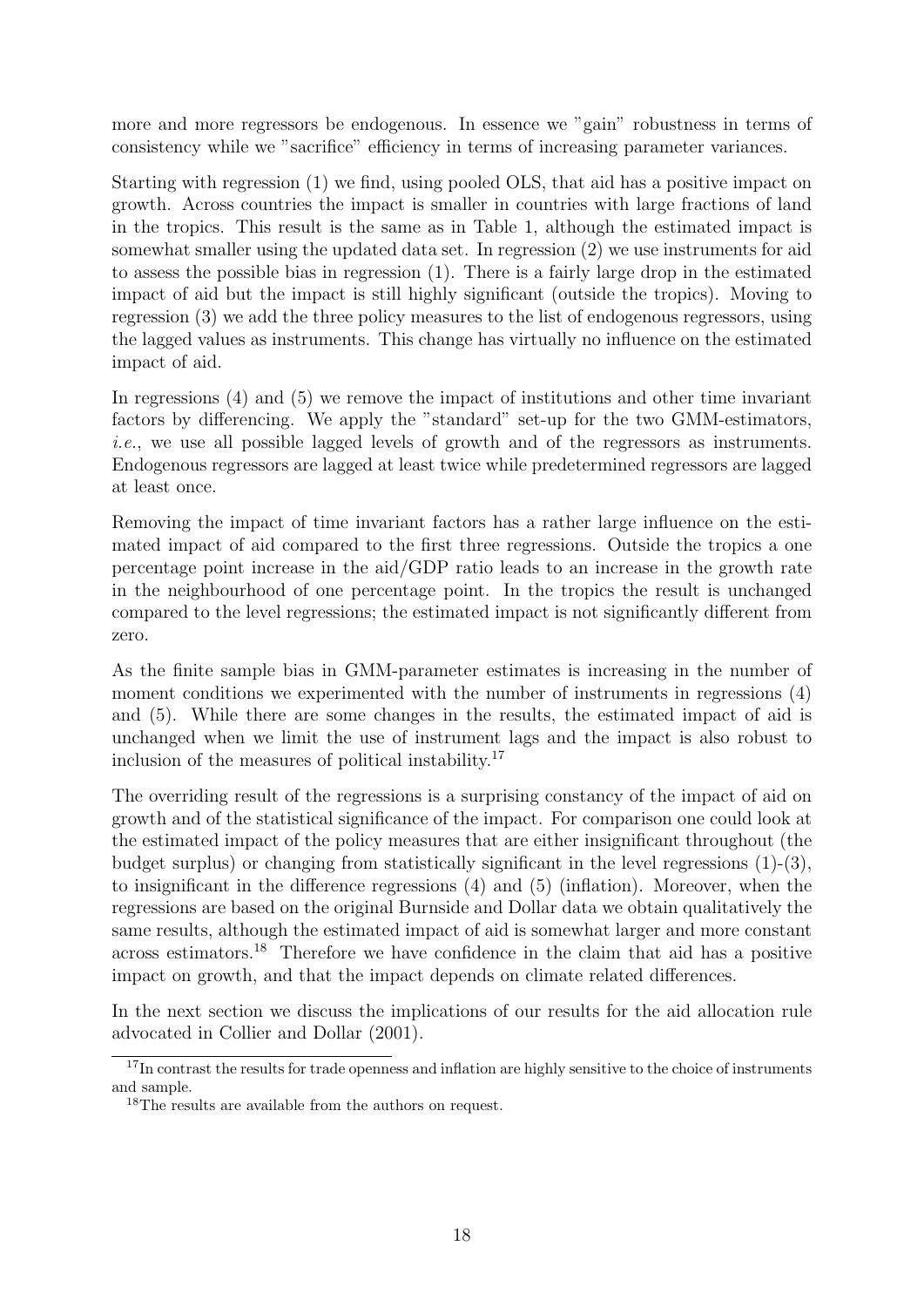more and more regressors be endogenous. In essence we "gain" robustness in terms of consistency while we "sacrifice" efficiency in terms of increasing parameter variances.

Starting with regression (1) we find, using pooled OLS, that aid has a positive impact on growth. Across countries the impact is smaller in countries with large fractions of land in the tropics. This result is the same as in Table 1, although the estimated impact is somewhat smaller using the updated data set. In regression (2) we use instruments for aid to assess the possible bias in regression (1). There is a fairly large drop in the estimated impact of aid but the impact is still highly significant (outside the tropics). Moving to regression (3) we add the three policy measures to the list of endogenous regressors, using the lagged values as instruments. This change has virtually no influence on the estimated impact of aid.

In regressions (4) and (5) we remove the impact of institutions and other time invariant factors by differencing. We apply the "standard" set-up for the two GMM-estimators, *i.e.*, we use all possible lagged levels of growth and of the regressors as instruments. Endogenous regressors are lagged at least twice while predetermined regressors are lagged at least once.

Removing the impact of time invariant factors has a rather large influence on the estimated impact of aid compared to the first three regressions. Outside the tropics a one percentage point increase in the aid/GDP ratio leads to an increase in the growth rate in the neighbourhood of one percentage point. In the tropics the result is unchanged compared to the level regressions; the estimated impact is not significantly different from zero.

As the finite sample bias in GMM-parameter estimates is increasing in the number of moment conditions we experimented with the number of instruments in regressions (4) and (5). While there are some changes in the results, the estimated impact of aid is unchanged when we limit the use of instrument lags and the impact is also robust to inclusion of the measures of political instability.[17]

The overriding result of the regressions is a surprising constancy of the impact of aid on growth and of the statistical significance of the impact. For comparison one could look at the estimated impact of the policy measures that are either insignificant throughout (the budget surplus) or changing from statistically significant in the level regressions (1)-(3), to insignificant in the difference regressions (4) and (5) (inflation). Moreover, when the regressions are based on the original Burnside and Dollar data we obtain qualitatively the same results, although the estimated impact of aid is somewhat larger and more constant across estimators.[18] Therefore we have confidence in the claim that aid has a positive impact on growth, and that the impact depends on climate related differences.

In the next section we discuss the implications of our results for the aid allocation rule advocated in Collier and Dollar (2001).

[17] In contrast the results for trade openness and inflation are highly sensitive to the choice of instruments and sample.

[18] The results are available from the authors on request.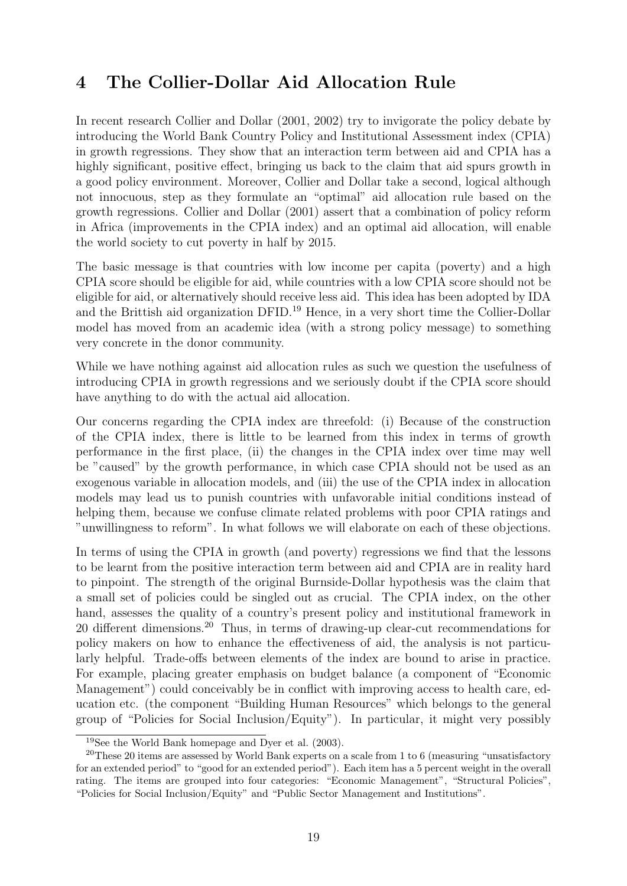## 4 The Collier-Dollar Aid Allocation Rule

In recent research Collier and Dollar (2001, 2002) try to invigorate the policy debate by introducing the World Bank Country Policy and Institutional Assessment index (CPIA) in growth regressions. They show that an interaction term between aid and CPIA has a highly significant, positive effect, bringing us back to the claim that aid spurs growth in a good policy environment. Moreover, Collier and Dollar take a second, logical although not innocuous, step as they formulate an "optimal" aid allocation rule based on the growth regressions. Collier and Dollar (2001) assert that a combination of policy reform in Africa (improvements in the CPIA index) and an optimal aid allocation, will enable the world society to cut poverty in half by 2015.

The basic message is that countries with low income per capita (poverty) and a high CPIA score should be eligible for aid, while countries with a low CPIA score should not be eligible for aid, or alternatively should receive less aid. This idea has been adopted by IDA and the Brittish aid organization DFID.[19] Hence, in a very short time the Collier-Dollar model has moved from an academic idea (with a strong policy message) to something very concrete in the donor community.

While we have nothing against aid allocation rules as such we question the usefulness of introducing CPIA in growth regressions and we seriously doubt if the CPIA score should have anything to do with the actual aid allocation.

Our concerns regarding the CPIA index are threefold: (i) Because of the construction of the CPIA index, there is little to be learned from this index in terms of growth performance in the first place, (ii) the changes in the CPIA index over time may well be "caused" by the growth performance, in which case CPIA should not be used as an exogenous variable in allocation models, and (iii) the use of the CPIA index in allocation models may lead us to punish countries with unfavorable initial conditions instead of helping them, because we confuse climate related problems with poor CPIA ratings and "unwillingness to reform". In what follows we will elaborate on each of these objections.

In terms of using the CPIA in growth (and poverty) regressions we find that the lessons to be learnt from the positive interaction term between aid and CPIA are in reality hard to pinpoint. The strength of the original Burnside-Dollar hypothesis was the claim that a small set of policies could be singled out as crucial. The CPIA index, on the other hand, assesses the quality of a country's present policy and institutional framework in 20 different dimensions.[20] Thus, in terms of drawing-up clear-cut recommendations for policy makers on how to enhance the effectiveness of aid, the analysis is not particularly helpful. Trade-offs between elements of the index are bound to arise in practice. For example, placing greater emphasis on budget balance (a component of "Economic Management") could conceivably be in conflict with improving access to health care, education etc. (the component "Building Human Resources" which belongs to the general group of "Policies for Social Inclusion/Equity"). In particular, it might very possibly

[19] See the World Bank homepage and Dyer et al. (2003).

[20] These 20 items are assessed by World Bank experts on a scale from 1 to 6 (measuring "unsatisfactory for an extended period" to "good for an extended period"). Each item has a 5 percent weight in the overall rating. The items are grouped into four categories: "Economic Management", "Structural Policies", "Policies for Social Inclusion/Equity" and "Public Sector Management and Institutions".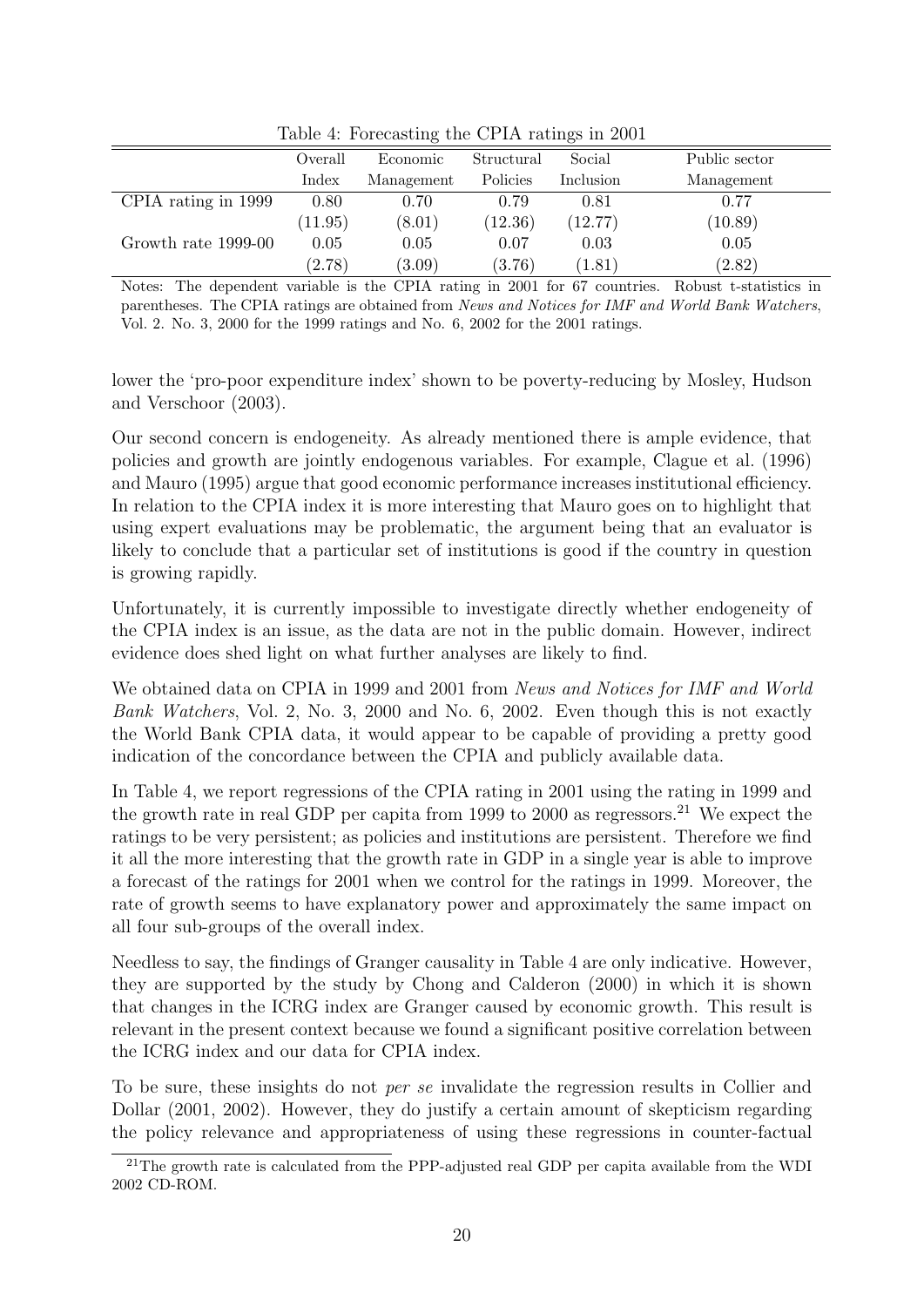Table 4: Forecasting the CPIA ratings in 2001

| | Overall Index | Economic Management | Structural Policies | Social Inclusion | Public sector Management |
|---|---|---|---|---|---|
| CPIA rating in 1999 | 0.80 | 0.70 | 0.79 | 0.81 | 0.77 |
| | (11.95) | (8.01) | (12.36) | (12.77) | (10.89) |
| Growth rate 1999-00 | 0.05 | 0.05 | 0.07 | 0.03 | 0.05 |
| | (2.78) | (3.09) | (3.76) | (1.81) | (2.82) |

Notes: The dependent variable is the CPIA rating in 2001 for 67 countries. Robust t-statistics in parentheses. The CPIA ratings are obtained from *News and Notices for IMF and World Bank Watchers*, Vol. 2. No. 3, 2000 for the 1999 ratings and No. 6, 2002 for the 2001 ratings.

lower the 'pro-poor expenditure index' shown to be poverty-reducing by Mosley, Hudson and Verschoor (2003).

Our second concern is endogeneity. As already mentioned there is ample evidence, that policies and growth are jointly endogenous variables. For example, Clague et al. (1996) and Mauro (1995) argue that good economic performance increases institutional efficiency. In relation to the CPIA index it is more interesting that Mauro goes on to highlight that using expert evaluations may be problematic, the argument being that an evaluator is likely to conclude that a particular set of institutions is good if the country in question is growing rapidly.

Unfortunately, it is currently impossible to investigate directly whether endogeneity of the CPIA index is an issue, as the data are not in the public domain. However, indirect evidence does shed light on what further analyses are likely to find.

We obtained data on CPIA in 1999 and 2001 from *News and Notices for IMF and World Bank Watchers*, Vol. 2, No. 3, 2000 and No. 6, 2002. Even though this is not exactly the World Bank CPIA data, it would appear to be capable of providing a pretty good indication of the concordance between the CPIA and publicly available data.

In Table 4, we report regressions of the CPIA rating in 2001 using the rating in 1999 and the growth rate in real GDP per capita from 1999 to 2000 as regressors.[21] We expect the ratings to be very persistent; as policies and institutions are persistent. Therefore we find it all the more interesting that the growth rate in GDP in a single year is able to improve a forecast of the ratings for 2001 when we control for the ratings in 1999. Moreover, the rate of growth seems to have explanatory power and approximately the same impact on all four sub-groups of the overall index.

Needless to say, the findings of Granger causality in Table 4 are only indicative. However, they are supported by the study by Chong and Calderon (2000) in which it is shown that changes in the ICRG index are Granger caused by economic growth. This result is relevant in the present context because we found a significant positive correlation between the ICRG index and our data for CPIA index.

To be sure, these insights do not *per se* invalidate the regression results in Collier and Dollar (2001, 2002). However, they do justify a certain amount of skepticism regarding the policy relevance and appropriateness of using these regressions in counter-factual

[21] The growth rate is calculated from the PPP-adjusted real GDP per capita available from the WDI 2002 CD-ROM.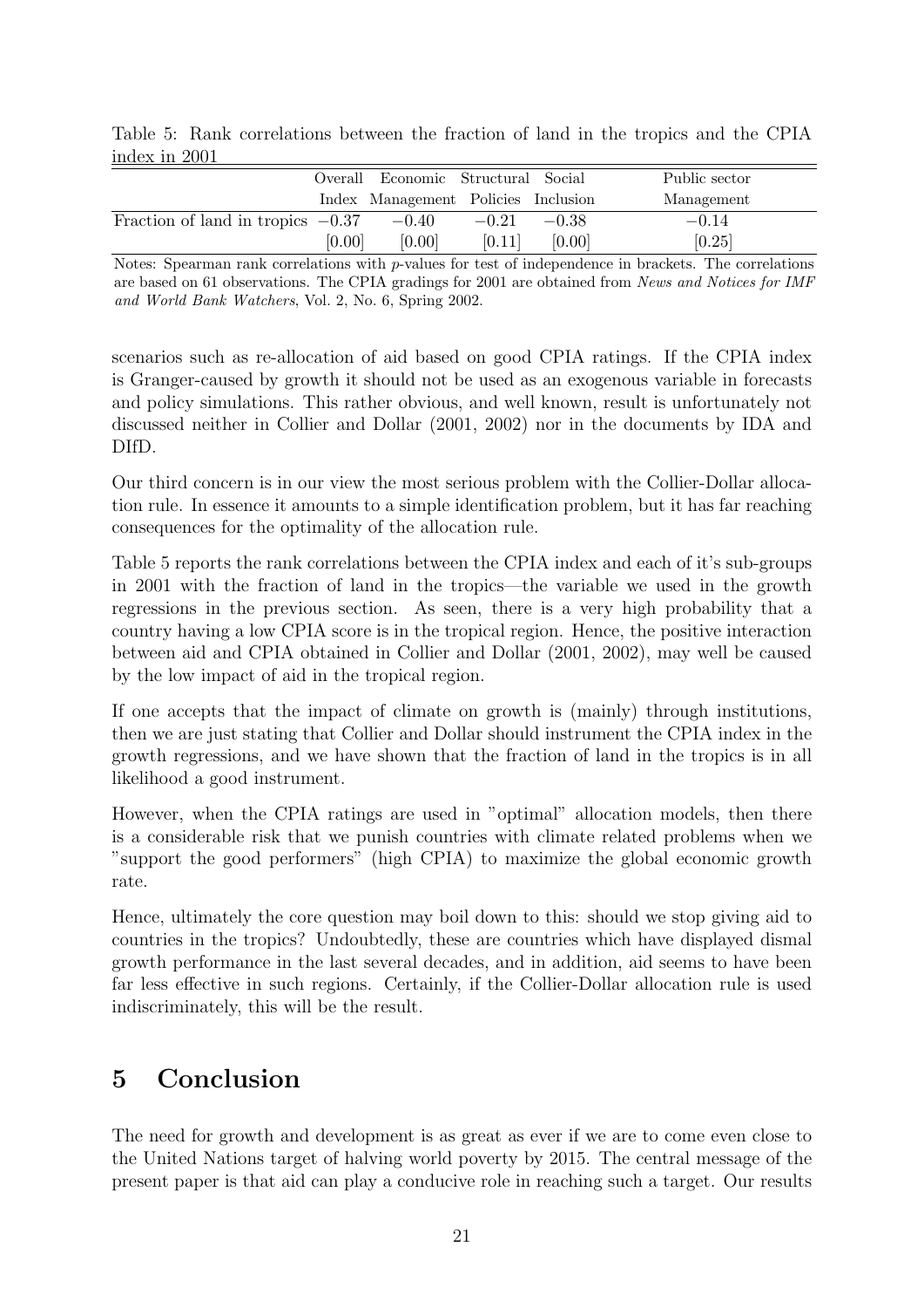Table 5: Rank correlations between the fraction of land in the tropics and the CPIA index in 2001

| | Overall Index | Economic Management | Structural Policies | Social Inclusion | Public sector Management |
|---|---|---|---|---|---|
| Fraction of land in tropics | −0.37 | −0.40 | −0.21 | −0.38 | −0.14 |
| | [0.00] | [0.00] | [0.11] | [0.00] | [0.25] |

Notes: Spearman rank correlations with $p$-values for test of independence in brackets. The correlations are based on 61 observations. The CPIA gradings for 2001 are obtained from *News and Notices for IMF and World Bank Watchers*, Vol. 2, No. 6, Spring 2002.

scenarios such as re-allocation of aid based on good CPIA ratings. If the CPIA index is Granger-caused by growth it should not be used as an exogenous variable in forecasts and policy simulations. This rather obvious, and well known, result is unfortunately not discussed neither in Collier and Dollar (2001, 2002) nor in the documents by IDA and DIfD.

Our third concern is in our view the most serious problem with the Collier-Dollar allocation rule. In essence it amounts to a simple identification problem, but it has far reaching consequences for the optimality of the allocation rule.

Table 5 reports the rank correlations between the CPIA index and each of it's sub-groups in 2001 with the fraction of land in the tropics—the variable we used in the growth regressions in the previous section. As seen, there is a very high probability that a country having a low CPIA score is in the tropical region. Hence, the positive interaction between aid and CPIA obtained in Collier and Dollar (2001, 2002), may well be caused by the low impact of aid in the tropical region.

If one accepts that the impact of climate on growth is (mainly) through institutions, then we are just stating that Collier and Dollar should instrument the CPIA index in the growth regressions, and we have shown that the fraction of land in the tropics is in all likelihood a good instrument.

However, when the CPIA ratings are used in "optimal" allocation models, then there is a considerable risk that we punish countries with climate related problems when we "support the good performers" (high CPIA) to maximize the global economic growth rate.

Hence, ultimately the core question may boil down to this: should we stop giving aid to countries in the tropics? Undoubtedly, these are countries which have displayed dismal growth performance in the last several decades, and in addition, aid seems to have been far less effective in such regions. Certainly, if the Collier-Dollar allocation rule is used indiscriminately, this will be the result.

# 5 Conclusion

The need for growth and development is as great as ever if we are to come even close to the United Nations target of halving world poverty by 2015. The central message of the present paper is that aid can play a conducive role in reaching such a target. Our results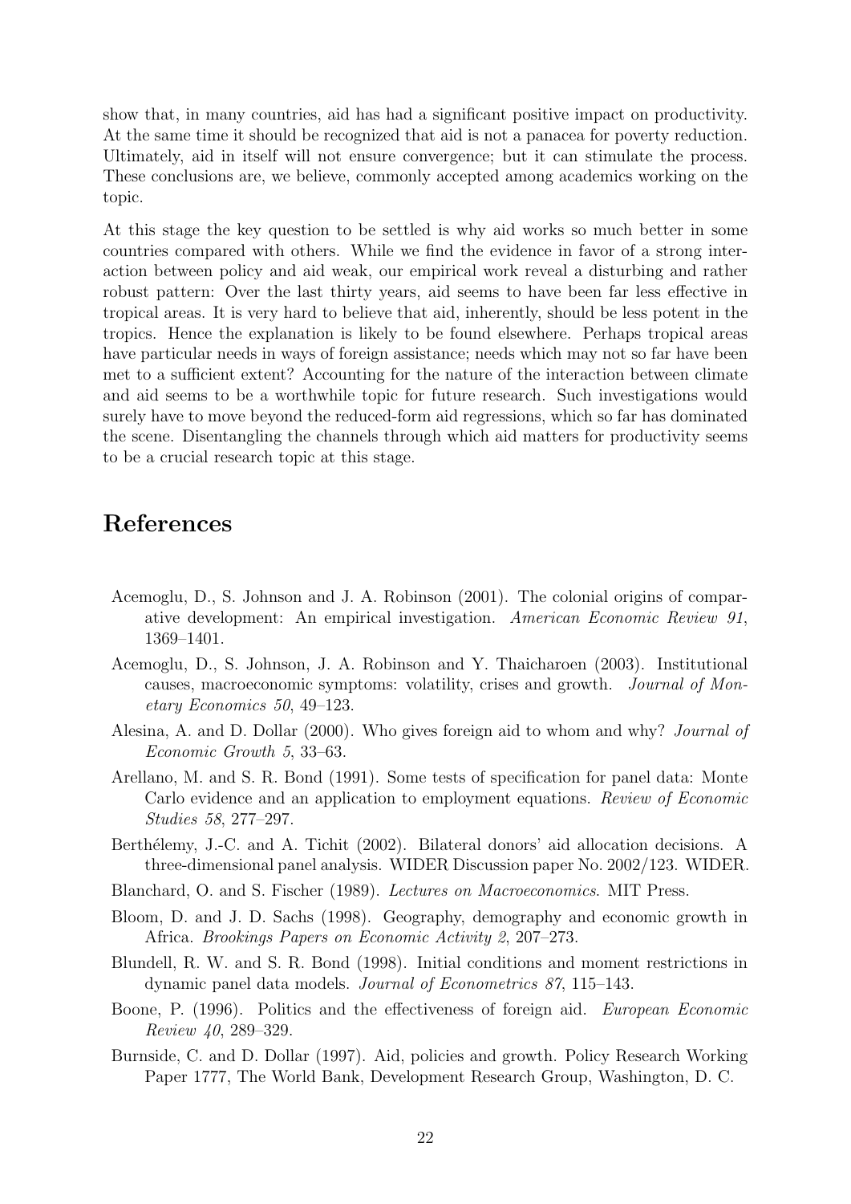show that, in many countries, aid has had a significant positive impact on productivity. At the same time it should be recognized that aid is not a panacea for poverty reduction. Ultimately, aid in itself will not ensure convergence; but it can stimulate the process. These conclusions are, we believe, commonly accepted among academics working on the topic.

At this stage the key question to be settled is why aid works so much better in some countries compared with others. While we find the evidence in favor of a strong interaction between policy and aid weak, our empirical work reveal a disturbing and rather robust pattern: Over the last thirty years, aid seems to have been far less effective in tropical areas. It is very hard to believe that aid, inherently, should be less potent in the tropics. Hence the explanation is likely to be found elsewhere. Perhaps tropical areas have particular needs in ways of foreign assistance; needs which may not so far have been met to a sufficient extent? Accounting for the nature of the interaction between climate and aid seems to be a worthwhile topic for future research. Such investigations would surely have to move beyond the reduced-form aid regressions, which so far has dominated the scene. Disentangling the channels through which aid matters for productivity seems to be a crucial research topic at this stage.

# References

Acemoglu, D., S. Johnson and J. A. Robinson (2001). The colonial origins of comparative development: An empirical investigation. *American Economic Review 91*, 1369–1401.

Acemoglu, D., S. Johnson, J. A. Robinson and Y. Thaicharoen (2003). Institutional causes, macroeconomic symptoms: volatility, crises and growth. *Journal of Monetary Economics 50*, 49–123.

Alesina, A. and D. Dollar (2000). Who gives foreign aid to whom and why? *Journal of Economic Growth 5*, 33–63.

Arellano, M. and S. R. Bond (1991). Some tests of specification for panel data: Monte Carlo evidence and an application to employment equations. *Review of Economic Studies 58*, 277–297.

Berthélemy, J.-C. and A. Tichit (2002). Bilateral donors' aid allocation decisions. A three-dimensional panel analysis. WIDER Discussion paper No. 2002/123. WIDER.

Blanchard, O. and S. Fischer (1989). *Lectures on Macroeconomics*. MIT Press.

Bloom, D. and J. D. Sachs (1998). Geography, demography and economic growth in Africa. *Brookings Papers on Economic Activity 2*, 207–273.

Blundell, R. W. and S. R. Bond (1998). Initial conditions and moment restrictions in dynamic panel data models. *Journal of Econometrics 87*, 115–143.

Boone, P. (1996). Politics and the effectiveness of foreign aid. *European Economic Review 40*, 289–329.

Burnside, C. and D. Dollar (1997). Aid, policies and growth. Policy Research Working Paper 1777, The World Bank, Development Research Group, Washington, D. C.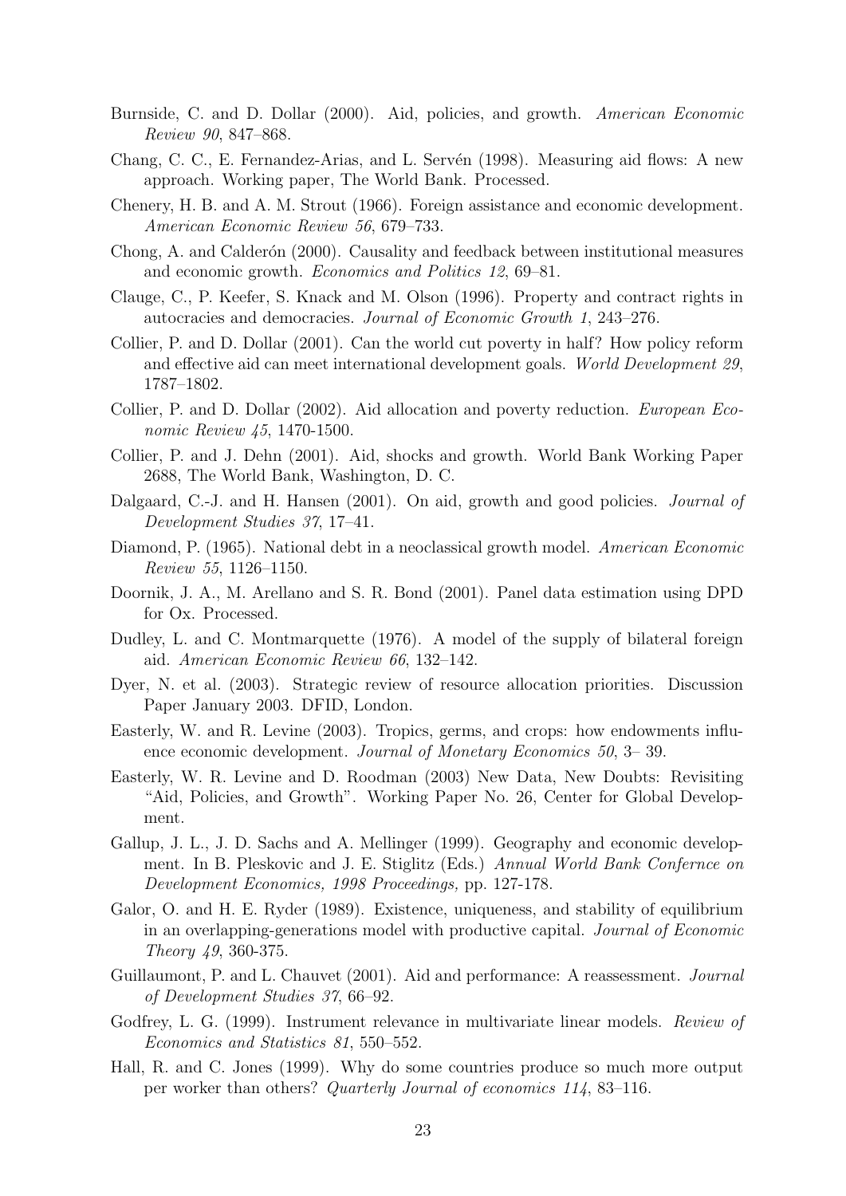Burnside, C. and D. Dollar (2000). Aid, policies, and growth. *American Economic Review 90*, 847–868.

Chang, C. C., E. Fernandez-Arias, and L. Servén (1998). Measuring aid flows: A new approach. Working paper, The World Bank. Processed.

Chenery, H. B. and A. M. Strout (1966). Foreign assistance and economic development. *American Economic Review 56*, 679–733.

Chong, A. and Calderón (2000). Causality and feedback between institutional measures and economic growth. *Economics and Politics 12*, 69–81.

Clauge, C., P. Keefer, S. Knack and M. Olson (1996). Property and contract rights in autocracies and democracies. *Journal of Economic Growth 1*, 243–276.

Collier, P. and D. Dollar (2001). Can the world cut poverty in half? How policy reform and effective aid can meet international development goals. *World Development 29*, 1787–1802.

Collier, P. and D. Dollar (2002). Aid allocation and poverty reduction. *European Economic Review 45*, 1470-1500.

Collier, P. and J. Dehn (2001). Aid, shocks and growth. World Bank Working Paper 2688, The World Bank, Washington, D. C.

Dalgaard, C.-J. and H. Hansen (2001). On aid, growth and good policies. *Journal of Development Studies 37*, 17–41.

Diamond, P. (1965). National debt in a neoclassical growth model. *American Economic Review 55*, 1126–1150.

Doornik, J. A., M. Arellano and S. R. Bond (2001). Panel data estimation using DPD for Ox. Processed.

Dudley, L. and C. Montmarquette (1976). A model of the supply of bilateral foreign aid. *American Economic Review 66*, 132–142.

Dyer, N. et al. (2003). Strategic review of resource allocation priorities. Discussion Paper January 2003. DFID, London.

Easterly, W. and R. Levine (2003). Tropics, germs, and crops: how endowments influence economic development. *Journal of Monetary Economics 50*, 3– 39.

Easterly, W. R. Levine and D. Roodman (2003) New Data, New Doubts: Revisiting "Aid, Policies, and Growth". Working Paper No. 26, Center for Global Development.

Gallup, J. L., J. D. Sachs and A. Mellinger (1999). Geography and economic development. In B. Pleskovic and J. E. Stiglitz (Eds.) *Annual World Bank Confernce on Development Economics, 1998 Proceedings,* pp. 127-178.

Galor, O. and H. E. Ryder (1989). Existence, uniqueness, and stability of equilibrium in an overlapping-generations model with productive capital. *Journal of Economic Theory 49*, 360-375.

Guillaumont, P. and L. Chauvet (2001). Aid and performance: A reassessment. *Journal of Development Studies 37*, 66–92.

Godfrey, L. G. (1999). Instrument relevance in multivariate linear models. *Review of Economics and Statistics 81*, 550–552.

Hall, R. and C. Jones (1999). Why do some countries produce so much more output per worker than others? *Quarterly Journal of economics 114*, 83–116.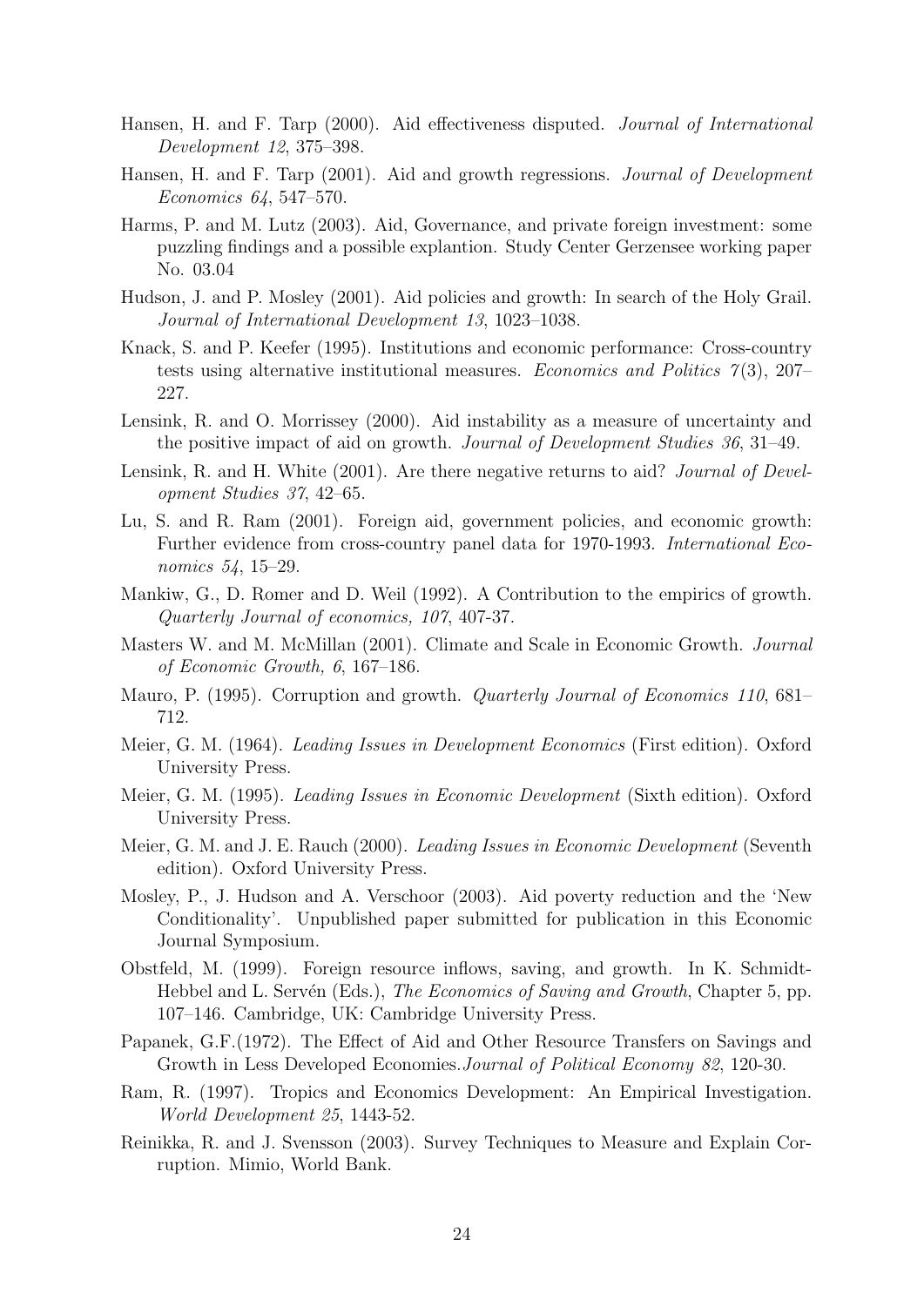Hansen, H. and F. Tarp (2000). Aid effectiveness disputed. *Journal of International Development 12*, 375–398.

Hansen, H. and F. Tarp (2001). Aid and growth regressions. *Journal of Development Economics 64*, 547–570.

Harms, P. and M. Lutz (2003). Aid, Governance, and private foreign investment: some puzzling findings and a possible explantion. Study Center Gerzensee working paper No. 03.04

Hudson, J. and P. Mosley (2001). Aid policies and growth: In search of the Holy Grail. *Journal of International Development 13*, 1023–1038.

Knack, S. and P. Keefer (1995). Institutions and economic performance: Cross-country tests using alternative institutional measures. *Economics and Politics 7*(3), 207–227.

Lensink, R. and O. Morrissey (2000). Aid instability as a measure of uncertainty and the positive impact of aid on growth. *Journal of Development Studies 36*, 31–49.

Lensink, R. and H. White (2001). Are there negative returns to aid? *Journal of Development Studies 37*, 42–65.

Lu, S. and R. Ram (2001). Foreign aid, government policies, and economic growth: Further evidence from cross-country panel data for 1970-1993. *International Economics 54*, 15–29.

Mankiw, G., D. Romer and D. Weil (1992). A Contribution to the empirics of growth. *Quarterly Journal of economics, 107*, 407-37.

Masters W. and M. McMillan (2001). Climate and Scale in Economic Growth. *Journal of Economic Growth, 6*, 167–186.

Mauro, P. (1995). Corruption and growth. *Quarterly Journal of Economics 110*, 681–712.

Meier, G. M. (1964). *Leading Issues in Development Economics* (First edition). Oxford University Press.

Meier, G. M. (1995). *Leading Issues in Economic Development* (Sixth edition). Oxford University Press.

Meier, G. M. and J. E. Rauch (2000). *Leading Issues in Economic Development* (Seventh edition). Oxford University Press.

Mosley, P., J. Hudson and A. Verschoor (2003). Aid poverty reduction and the 'New Conditionality'. Unpublished paper submitted for publication in this Economic Journal Symposium.

Obstfeld, M. (1999). Foreign resource inflows, saving, and growth. In K. Schmidt-Hebbel and L. Servén (Eds.), *The Economics of Saving and Growth*, Chapter 5, pp. 107–146. Cambridge, UK: Cambridge University Press.

Papanek, G.F.(1972). The Effect of Aid and Other Resource Transfers on Savings and Growth in Less Developed Economies.*Journal of Political Economy 82*, 120-30.

Ram, R. (1997). Tropics and Economics Development: An Empirical Investigation. *World Development 25*, 1443-52.

Reinikka, R. and J. Svensson (2003). Survey Techniques to Measure and Explain Corruption. Mimio, World Bank.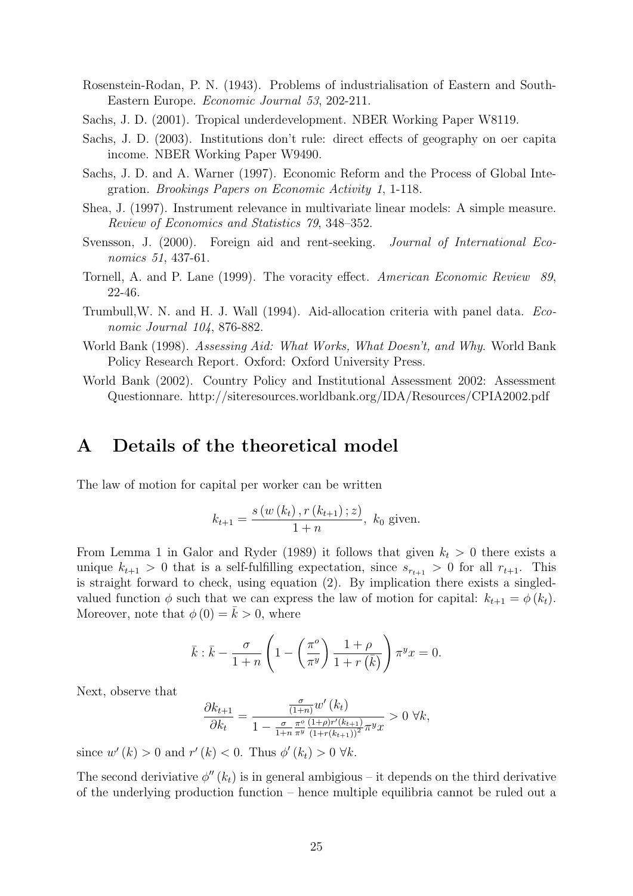Rosenstein-Rodan, P. N. (1943). Problems of industrialisation of Eastern and South-Eastern Europe. *Economic Journal 53*, 202-211.

Sachs, J. D. (2001). Tropical underdevelopment. NBER Working Paper W8119.

Sachs, J. D. (2003). Institutions don't rule: direct effects of geography on oer capita income. NBER Working Paper W9490.

Sachs, J. D. and A. Warner (1997). Economic Reform and the Process of Global Integration. *Brookings Papers on Economic Activity 1*, 1-118.

Shea, J. (1997). Instrument relevance in multivariate linear models: A simple measure. *Review of Economics and Statistics 79*, 348–352.

Svensson, J. (2000). Foreign aid and rent-seeking. *Journal of International Economics 51*, 437-61.

Tornell, A. and P. Lane (1999). The voracity effect. *American Economic Review 89*, 22-46.

Trumbull,W. N. and H. J. Wall (1994). Aid-allocation criteria with panel data. *Economic Journal 104*, 876-882.

World Bank (1998). *Assessing Aid: What Works, What Doesn't, and Why*. World Bank Policy Research Report. Oxford: Oxford University Press.

World Bank (2002). Country Policy and Institutional Assessment 2002: Assessment Questionnare. http://siteresources.worldbank.org/IDA/Resources/CPIA2002.pdf

# A Details of the theoretical model

The law of motion for capital per worker can be written

$$k_{t+1} = \frac{s\left(w\left(k_t\right), r\left(k_{t+1}\right); z\right)}{1+n}, \ k_0 \text{ given.}$$

From Lemma 1 in Galor and Ryder (1989) it follows that given $k_t > 0$ there exists a unique $k_{t+1} > 0$ that is a self-fulfilling expectation, since $s_{r_{t+1}} > 0$ for all $r_{t+1}$. This is straight forward to check, using equation (2). By implication there exists a singled-valued function $\phi$ such that we can express the law of motion for capital: $k_{t+1} = \phi\left(k_t\right)$. Moreover, note that $\phi\left(0\right) = \bar{k} > 0$, where

$$\bar{k} : \bar{k} - \frac{\sigma}{1+n}\left(1 - \left(\frac{\pi^o}{\pi^y}\right)\frac{1+\rho}{1+r\left(\bar{k}\right)}\right)\pi^y x = 0.$$

Next, observe that

$$\frac{\partial k_{t+1}}{\partial k_t} = \frac{\frac{\sigma}{(1+n)}w'\left(k_t\right)}{1 - \frac{\sigma}{1+n}\frac{\pi^o}{\pi^y}\frac{(1+\rho)r'(k_{t+1})}{(1+r(k_{t+1}))^2}\pi^y x} > 0 \ \forall k,$$

since $w'\left(k\right) > 0$ and $r'\left(k\right) < 0$. Thus $\phi'\left(k_t\right) > 0 \ \forall k$.

The second deriviative $\phi''\left(k_t\right)$ is in general ambigious – it depends on the third derivative of the underlying production function – hence multiple equilibria cannot be ruled out a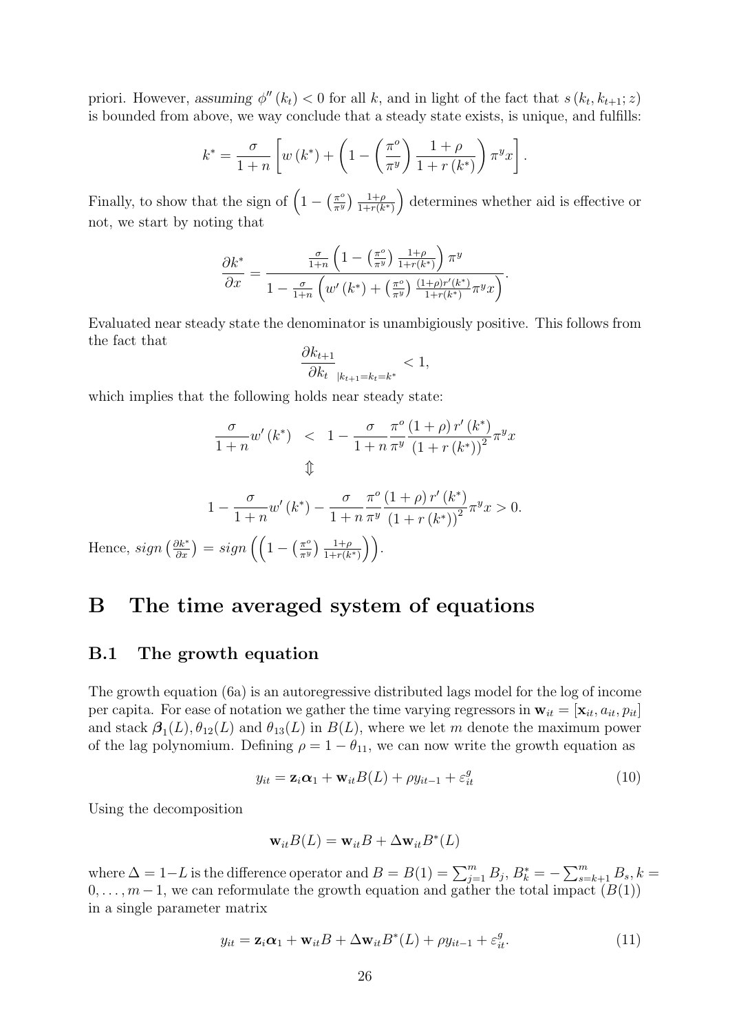priori. However, *assuming* $\phi''(k_t) < 0$ for all $k$, and in light of the fact that $s(k_t, k_{t+1}; z)$ is bounded from above, we way conclude that a steady state exists, is unique, and fulfills:

$$k^* = \frac{\sigma}{1+n}\left[w(k^*) + \left(1 - \left(\frac{\pi^o}{\pi^y}\right)\frac{1+\rho}{1+r(k^*)}\right)\pi^y x\right].$$

Finally, to show that the sign of $\left(1 - \left(\frac{\pi^o}{\pi^y}\right)\frac{1+\rho}{1+r(k^*)}\right)$ determines whether aid is effective or not, we start by noting that

$$\frac{\partial k^*}{\partial x} = \frac{\frac{\sigma}{1+n}\left(1 - \left(\frac{\pi^o}{\pi^y}\right)\frac{1+\rho}{1+r(k^*)}\right)\pi^y}{1 - \frac{\sigma}{1+n}\left(w'(k^*) + \left(\frac{\pi^o}{\pi^y}\right)\frac{(1+\rho)r'(k^*)}{1+r(k^*)}\pi^y x\right)}.$$

Evaluated near steady state the denominator is unambigiously positive. This follows from the fact that

$$\frac{\partial k_{t+1}}{\partial k_t}_{|k_{t+1}=k_t=k^*} < 1,$$

which implies that the following holds near steady state:

$$\frac{\sigma}{1+n}w'(k^*) \quad < \quad 1 - \frac{\sigma}{1+n}\frac{\pi^o}{\pi^y}\frac{(1+\rho)\,r'(k^*)}{(1+r(k^*))^2}\pi^y x$$

$$\Updownarrow$$

$$1 - \frac{\sigma}{1+n}w'(k^*) - \frac{\sigma}{1+n}\frac{\pi^o}{\pi^y}\frac{(1+\rho)\,r'(k^*)}{(1+r(k^*))^2}\pi^y x > 0.$$

Hence, $sign\left(\frac{\partial k^*}{\partial x}\right) = sign\left(\left(1 - \left(\frac{\pi^o}{\pi^y}\right)\frac{1+\rho}{1+r(k^*)}\right)\right)$.

# B The time averaged system of equations

## B.1 The growth equation

The growth equation (6a) is an autoregressive distributed lags model for the log of income per capita. For ease of notation we gather the time varying regressors in $\mathbf{w}_{it} = [\mathbf{x}_{it}, a_{it}, p_{it}]$ and stack $\boldsymbol{\beta}_1(L), \theta_{12}(L)$ and $\theta_{13}(L)$ in $B(L)$, where we let $m$ denote the maximum power of the lag polynomium. Defining $\rho = 1 - \theta_{11}$, we can now write the growth equation as

$$y_{it} = \mathbf{z}_i\boldsymbol{\alpha}_1 + \mathbf{w}_{it}B(L) + \rho y_{it-1} + \varepsilon^g_{it} \tag{10}$$

Using the decomposition

$$\mathbf{w}_{it}B(L) = \mathbf{w}_{it}B + \Delta\mathbf{w}_{it}B^*(L)$$

where $\Delta = 1-L$ is the difference operator and $B = B(1) = \sum_{j=1}^{m} B_j$, $B^*_k = -\sum_{s=k+1}^{m} B_s, k = 0, \ldots, m-1$, we can reformulate the growth equation and gather the total impact $(B(1))$ in a single parameter matrix

$$y_{it} = \mathbf{z}_i\boldsymbol{\alpha}_1 + \mathbf{w}_{it}B + \Delta\mathbf{w}_{it}B^*(L) + \rho y_{it-1} + \varepsilon^g_{it}. \tag{11}$$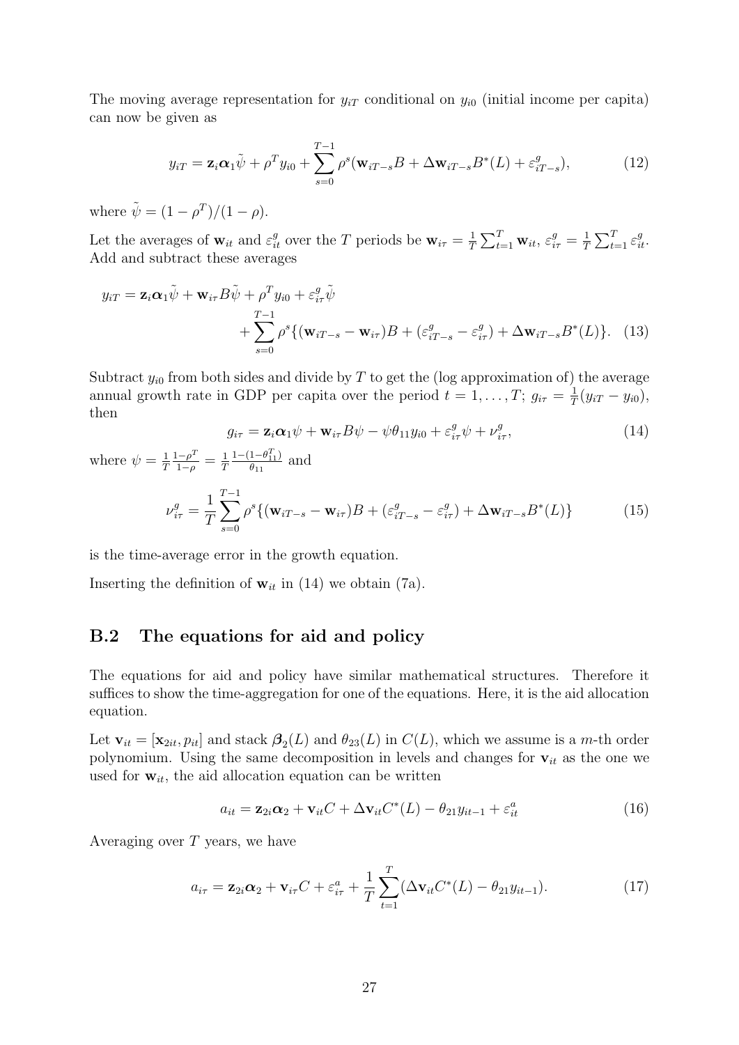The moving average representation for $y_{iT}$ conditional on $y_{i0}$ (initial income per capita) can now be given as

$$y_{iT} = \mathbf{z}_i \boldsymbol{\alpha}_1 \tilde{\psi} + \rho^T y_{i0} + \sum_{s=0}^{T-1} \rho^s (\mathbf{w}_{iT-s} B + \Delta \mathbf{w}_{iT-s} B^*(L) + \varepsilon^g_{iT-s}), \tag{12}$$

where $\tilde{\psi} = (1 - \rho^T)/(1 - \rho)$.

Let the averages of $\mathbf{w}_{it}$ and $\varepsilon^g_{it}$ over the $T$ periods be $\mathbf{w}_{i\tau} = \frac{1}{T}\sum_{t=1}^{T} \mathbf{w}_{it}$, $\varepsilon^g_{i\tau} = \frac{1}{T}\sum_{t=1}^{T} \varepsilon^g_{it}$. Add and subtract these averages

$$\begin{aligned} y_{iT} = \mathbf{z}_i \boldsymbol{\alpha}_1 \tilde{\psi} + \mathbf{w}_{i\tau} B \tilde{\psi} + \rho^T y_{i0} + \varepsilon^g_{i\tau} \tilde{\psi} \\ + \sum_{s=0}^{T-1} \rho^s \{(\mathbf{w}_{iT-s} - \mathbf{w}_{i\tau}) B + (\varepsilon^g_{iT-s} - \varepsilon^g_{i\tau}) + \Delta \mathbf{w}_{iT-s} B^*(L)\}. \end{aligned} \tag{13}$$

Subtract $y_{i0}$ from both sides and divide by $T$ to get the (log approximation of) the average annual growth rate in GDP per capita over the period $t = 1, \ldots, T$; $g_{i\tau} = \frac{1}{T}(y_{iT} - y_{i0})$, then

$$g_{i\tau} = \mathbf{z}_i \boldsymbol{\alpha}_1 \psi + \mathbf{w}_{i\tau} B \psi - \psi \theta_{11} y_{i0} + \varepsilon^g_{i\tau} \psi + \nu^g_{i\tau}, \tag{14}$$

where $\psi = \frac{1}{T}\frac{1-\rho^T}{1-\rho} = \frac{1}{T}\frac{1-(1-\theta_{11}^T)}{\theta_{11}}$ and

$$\nu^g_{i\tau} = \frac{1}{T}\sum_{s=0}^{T-1} \rho^s \{(\mathbf{w}_{iT-s} - \mathbf{w}_{i\tau}) B + (\varepsilon^g_{iT-s} - \varepsilon^g_{i\tau}) + \Delta \mathbf{w}_{iT-s} B^*(L)\} \tag{15}$$

is the time-average error in the growth equation.

Inserting the definition of $\mathbf{w}_{it}$ in (14) we obtain (7a).

## B.2 The equations for aid and policy

The equations for aid and policy have similar mathematical structures. Therefore it suffices to show the time-aggregation for one of the equations. Here, it is the aid allocation equation.

Let $\mathbf{v}_{it} = [\mathbf{x}_{2it}, p_{it}]$ and stack $\boldsymbol{\beta}_2(L)$ and $\theta_{23}(L)$ in $C(L)$, which we assume is a $m$-th order polynomium. Using the same decomposition in levels and changes for $\mathbf{v}_{it}$ as the one we used for $\mathbf{w}_{it}$, the aid allocation equation can be written

$$a_{it} = \mathbf{z}_{2i} \boldsymbol{\alpha}_2 + \mathbf{v}_{it} C + \Delta \mathbf{v}_{it} C^*(L) - \theta_{21} y_{it-1} + \varepsilon^a_{it} \tag{16}$$

Averaging over $T$ years, we have

$$a_{i\tau} = \mathbf{z}_{2i} \boldsymbol{\alpha}_2 + \mathbf{v}_{i\tau} C + \varepsilon^a_{i\tau} + \frac{1}{T}\sum_{t=1}^{T} (\Delta \mathbf{v}_{it} C^*(L) - \theta_{21} y_{it-1}). \tag{17}$$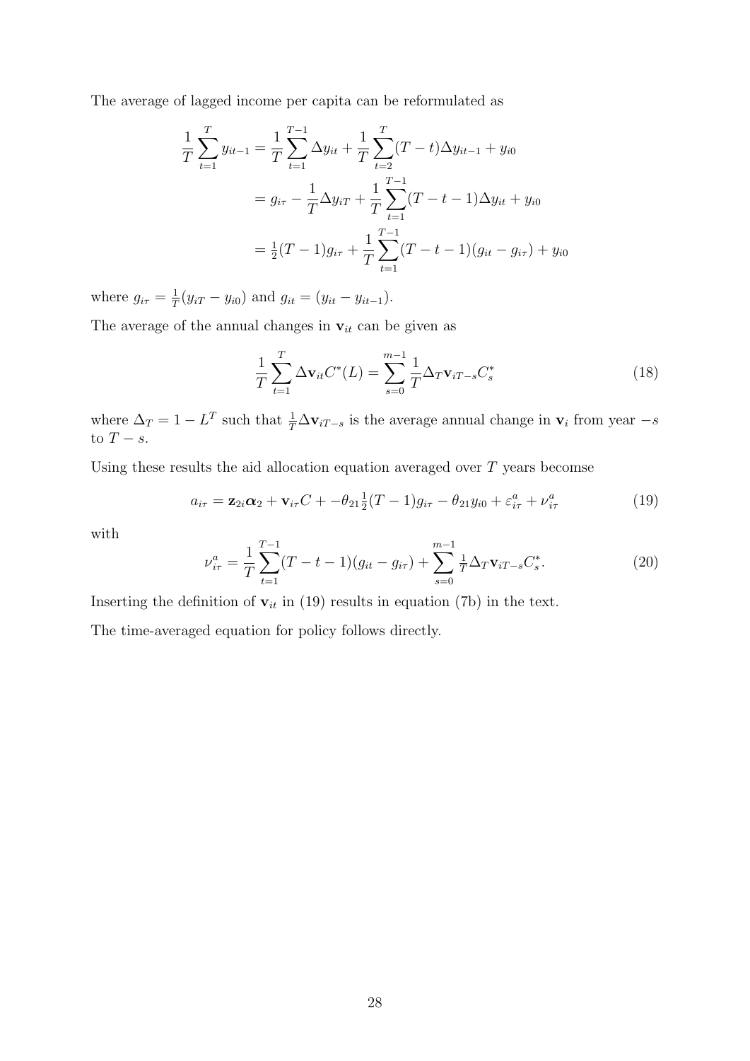The average of lagged income per capita can be reformulated as

$$
\begin{aligned}
\frac{1}{T}\sum_{t=1}^{T} y_{it-1} &= \frac{1}{T}\sum_{t=1}^{T-1} \Delta y_{it} + \frac{1}{T}\sum_{t=2}^{T}(T-t)\Delta y_{it-1} + y_{i0} \\
&= g_{i\tau} - \frac{1}{T}\Delta y_{iT} + \frac{1}{T}\sum_{t=1}^{T-1}(T-t-1)\Delta y_{it} + y_{i0} \\
&= \tfrac{1}{2}(T-1)g_{i\tau} + \frac{1}{T}\sum_{t=1}^{T-1}(T-t-1)(g_{it} - g_{i\tau}) + y_{i0}
\end{aligned}
$$

where $g_{i\tau} = \frac{1}{T}(y_{iT} - y_{i0})$ and $g_{it} = (y_{it} - y_{it-1})$.

The average of the annual changes in $\mathbf{v}_{it}$ can be given as

$$
\frac{1}{T}\sum_{t=1}^{T} \Delta \mathbf{v}_{it} C^{*}(L) = \sum_{s=0}^{m-1} \frac{1}{T}\Delta_T \mathbf{v}_{iT-s} C_s^{*} \tag{18}
$$

where $\Delta_T = 1 - L^T$ such that $\frac{1}{T}\Delta \mathbf{v}_{iT-s}$ is the average annual change in $\mathbf{v}_i$ from year $-s$ to $T-s$.

Using these results the aid allocation equation averaged over $T$ years becomse

$$
a_{i\tau} = \mathbf{z}_{2i}\boldsymbol{\alpha}_2 + \mathbf{v}_{i\tau}C + -\theta_{21}\tfrac{1}{2}(T-1)g_{i\tau} - \theta_{21}y_{i0} + \varepsilon_{i\tau}^{a} + \nu_{i\tau}^{a} \tag{19}
$$

with

$$
\nu_{i\tau}^{a} = \frac{1}{T}\sum_{t=1}^{T-1}(T-t-1)(g_{it} - g_{i\tau}) + \sum_{s=0}^{m-1} \tfrac{1}{T}\Delta_T \mathbf{v}_{iT-s} C_s^{*}. \tag{20}
$$

Inserting the definition of $\mathbf{v}_{it}$ in (19) results in equation (7b) in the text.

The time-averaged equation for policy follows directly.